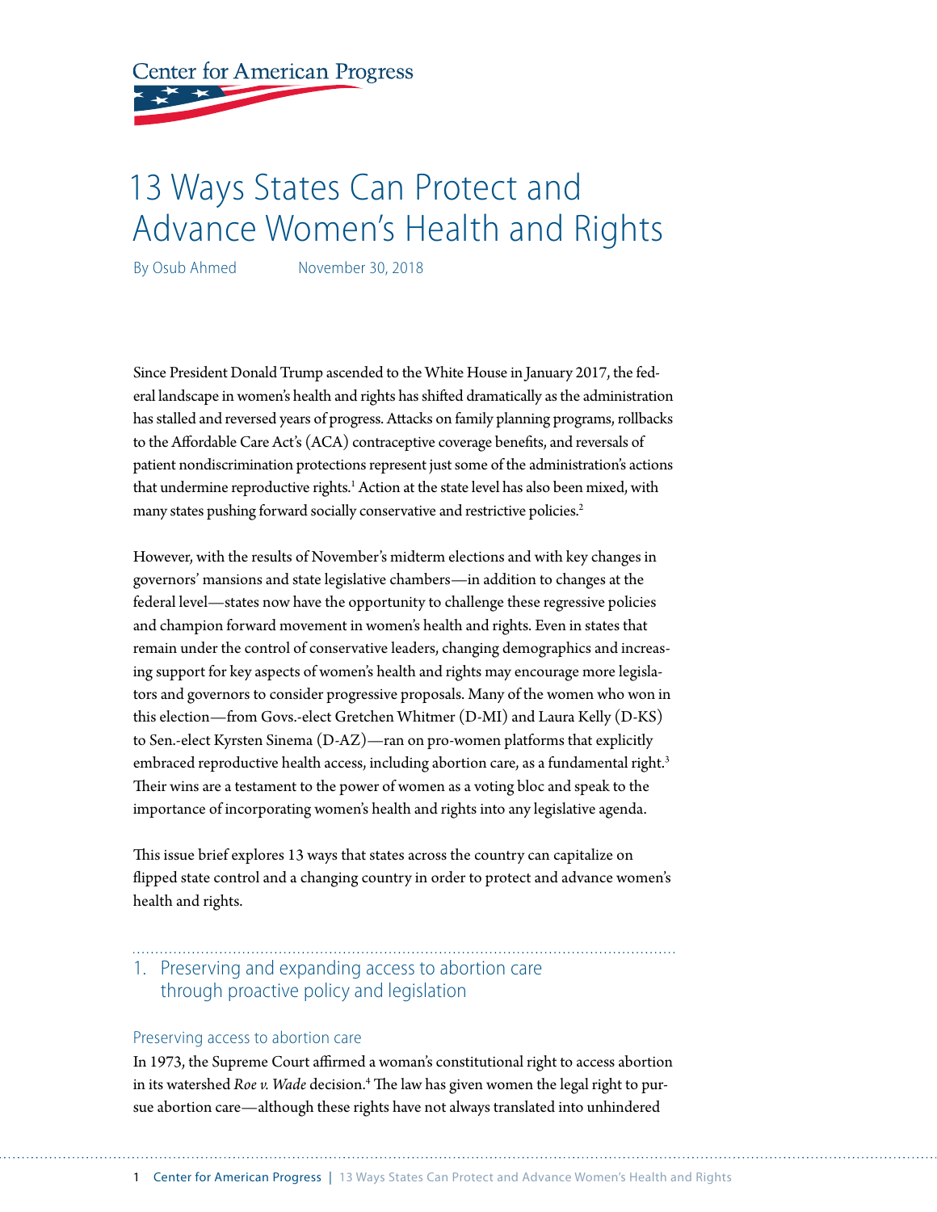Center for American Progress

# 13 Ways States Can Protect and Advance Women's Health and Rights

By Osub Ahmed    November 30, 2018

Since President Donald Trump ascended to the White House in January 2017, the federal landscape in women's health and rights has shifted dramatically as the administration has stalled and reversed years of progress. Attacks on family planning programs, rollbacks to the Affordable Care Act's (ACA) contraceptive coverage benefits, and reversals of patient nondiscrimination protections represent just some of the administration's actions that undermine reproductive rights.[1] Action at the state level has also been mixed, with many states pushing forward socially conservative and restrictive policies.[2]

However, with the results of November's midterm elections and with key changes in governors' mansions and state legislative chambers—in addition to changes at the federal level—states now have the opportunity to challenge these regressive policies and champion forward movement in women's health and rights. Even in states that remain under the control of conservative leaders, changing demographics and increasing support for key aspects of women's health and rights may encourage more legislators and governors to consider progressive proposals. Many of the women who won in this election—from Govs.-elect Gretchen Whitmer (D-MI) and Laura Kelly (D-KS) to Sen.-elect Kyrsten Sinema (D-AZ)—ran on pro-women platforms that explicitly embraced reproductive health access, including abortion care, as a fundamental right.[3] Their wins are a testament to the power of women as a voting bloc and speak to the importance of incorporating women's health and rights into any legislative agenda.

This issue brief explores 13 ways that states across the country can capitalize on flipped state control and a changing country in order to protect and advance women's health and rights.

## 1. Preserving and expanding access to abortion care through proactive policy and legislation

### Preserving access to abortion care

In 1973, the Supreme Court affirmed a woman's constitutional right to access abortion in its watershed *Roe v. Wade* decision.[4] The law has given women the legal right to pursue abortion care—although these rights have not always translated into unhindered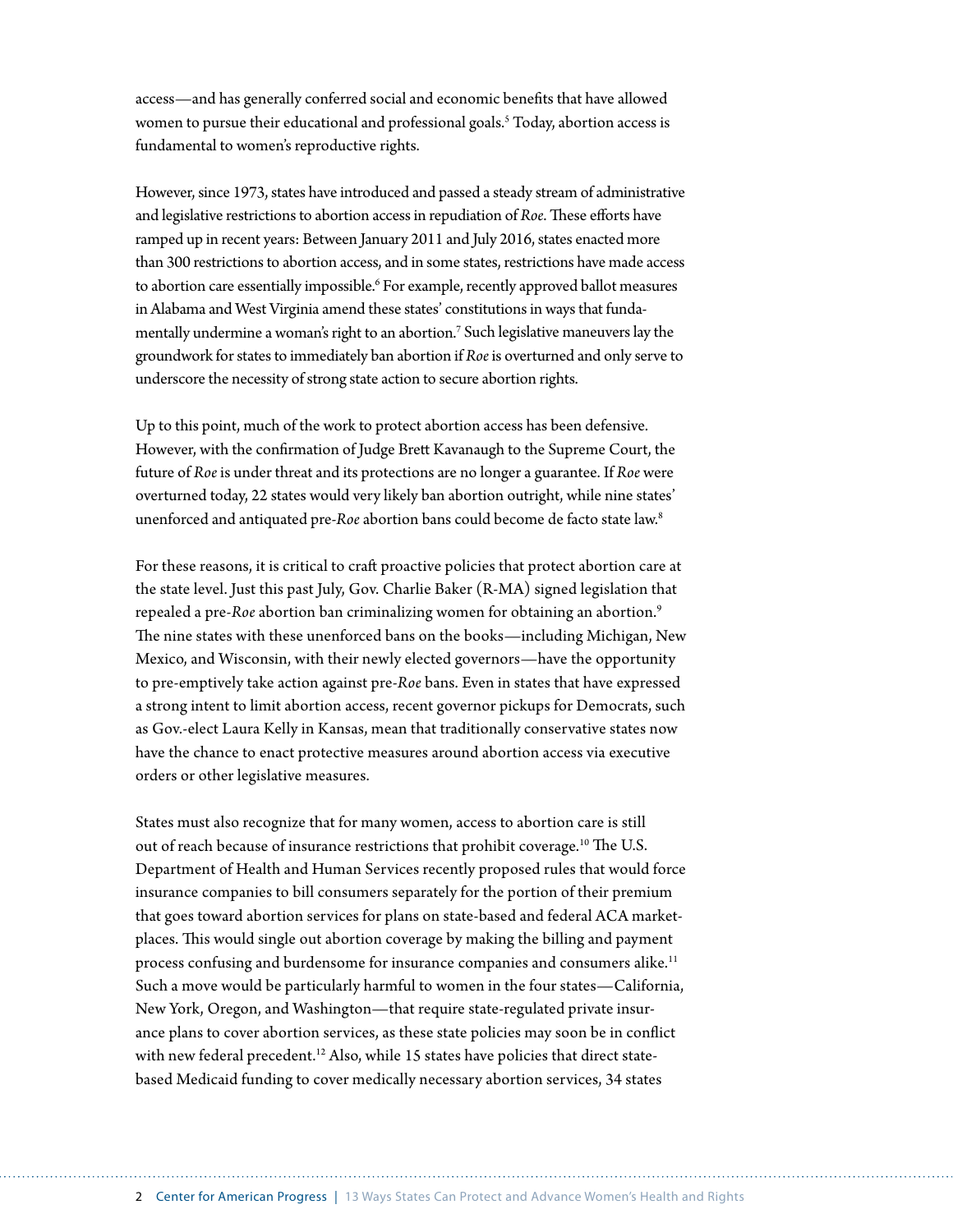access—and has generally conferred social and economic benefits that have allowed women to pursue their educational and professional goals.[5] Today, abortion access is fundamental to women's reproductive rights.

However, since 1973, states have introduced and passed a steady stream of administrative and legislative restrictions to abortion access in repudiation of *Roe*. These efforts have ramped up in recent years: Between January 2011 and July 2016, states enacted more than 300 restrictions to abortion access, and in some states, restrictions have made access to abortion care essentially impossible.[6] For example, recently approved ballot measures in Alabama and West Virginia amend these states' constitutions in ways that fundamentally undermine a woman's right to an abortion.[7] Such legislative maneuvers lay the groundwork for states to immediately ban abortion if *Roe* is overturned and only serve to underscore the necessity of strong state action to secure abortion rights.

Up to this point, much of the work to protect abortion access has been defensive. However, with the confirmation of Judge Brett Kavanaugh to the Supreme Court, the future of *Roe* is under threat and its protections are no longer a guarantee. If *Roe* were overturned today, 22 states would very likely ban abortion outright, while nine states' unenforced and antiquated pre-*Roe* abortion bans could become de facto state law.[8]

For these reasons, it is critical to craft proactive policies that protect abortion care at the state level. Just this past July, Gov. Charlie Baker (R-MA) signed legislation that repealed a pre-*Roe* abortion ban criminalizing women for obtaining an abortion.[9] The nine states with these unenforced bans on the books—including Michigan, New Mexico, and Wisconsin, with their newly elected governors—have the opportunity to pre-emptively take action against pre-*Roe* bans. Even in states that have expressed a strong intent to limit abortion access, recent governor pickups for Democrats, such as Gov.-elect Laura Kelly in Kansas, mean that traditionally conservative states now have the chance to enact protective measures around abortion access via executive orders or other legislative measures.

States must also recognize that for many women, access to abortion care is still out of reach because of insurance restrictions that prohibit coverage.[10] The U.S. Department of Health and Human Services recently proposed rules that would force insurance companies to bill consumers separately for the portion of their premium that goes toward abortion services for plans on state-based and federal ACA marketplaces. This would single out abortion coverage by making the billing and payment process confusing and burdensome for insurance companies and consumers alike.[11] Such a move would be particularly harmful to women in the four states—California, New York, Oregon, and Washington—that require state-regulated private insurance plans to cover abortion services, as these state policies may soon be in conflict with new federal precedent.[12] Also, while 15 states have policies that direct state-based Medicaid funding to cover medically necessary abortion services, 34 states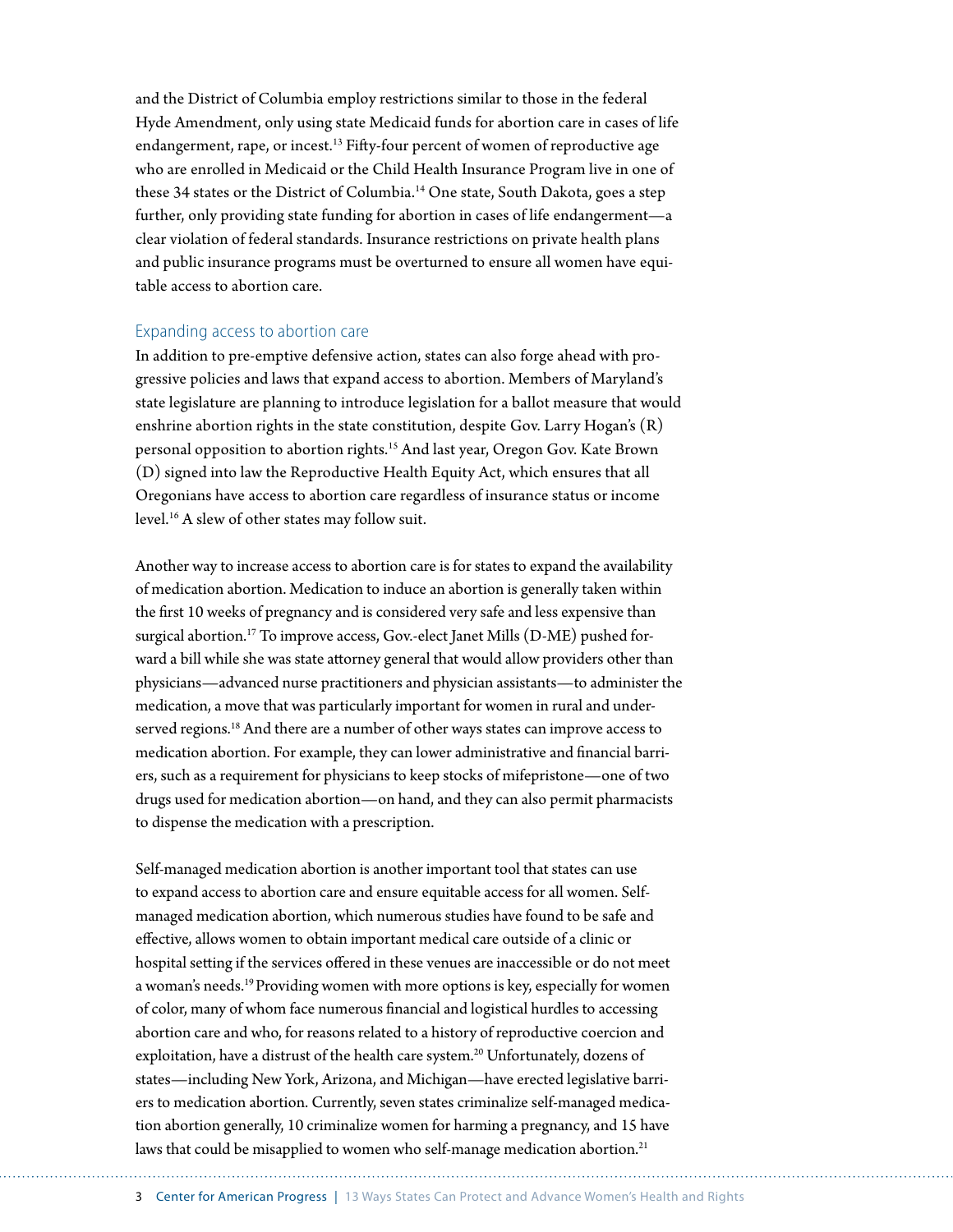and the District of Columbia employ restrictions similar to those in the federal Hyde Amendment, only using state Medicaid funds for abortion care in cases of life endangerment, rape, or incest.[13] Fifty-four percent of women of reproductive age who are enrolled in Medicaid or the Child Health Insurance Program live in one of these 34 states or the District of Columbia.[14] One state, South Dakota, goes a step further, only providing state funding for abortion in cases of life endangerment—a clear violation of federal standards. Insurance restrictions on private health plans and public insurance programs must be overturned to ensure all women have equitable access to abortion care.

## Expanding access to abortion care

In addition to pre-emptive defensive action, states can also forge ahead with progressive policies and laws that expand access to abortion. Members of Maryland's state legislature are planning to introduce legislation for a ballot measure that would enshrine abortion rights in the state constitution, despite Gov. Larry Hogan's (R) personal opposition to abortion rights.[15] And last year, Oregon Gov. Kate Brown (D) signed into law the Reproductive Health Equity Act, which ensures that all Oregonians have access to abortion care regardless of insurance status or income level.[16] A slew of other states may follow suit.

Another way to increase access to abortion care is for states to expand the availability of medication abortion. Medication to induce an abortion is generally taken within the first 10 weeks of pregnancy and is considered very safe and less expensive than surgical abortion.[17] To improve access, Gov.-elect Janet Mills (D-ME) pushed forward a bill while she was state attorney general that would allow providers other than physicians—advanced nurse practitioners and physician assistants—to administer the medication, a move that was particularly important for women in rural and underserved regions.[18] And there are a number of other ways states can improve access to medication abortion. For example, they can lower administrative and financial barriers, such as a requirement for physicians to keep stocks of mifepristone—one of two drugs used for medication abortion—on hand, and they can also permit pharmacists to dispense the medication with a prescription.

Self-managed medication abortion is another important tool that states can use to expand access to abortion care and ensure equitable access for all women. Self-managed medication abortion, which numerous studies have found to be safe and effective, allows women to obtain important medical care outside of a clinic or hospital setting if the services offered in these venues are inaccessible or do not meet a woman's needs.[19] Providing women with more options is key, especially for women of color, many of whom face numerous financial and logistical hurdles to accessing abortion care and who, for reasons related to a history of reproductive coercion and exploitation, have a distrust of the health care system.[20] Unfortunately, dozens of states—including New York, Arizona, and Michigan—have erected legislative barriers to medication abortion. Currently, seven states criminalize self-managed medication abortion generally, 10 criminalize women for harming a pregnancy, and 15 have laws that could be misapplied to women who self-manage medication abortion.[21]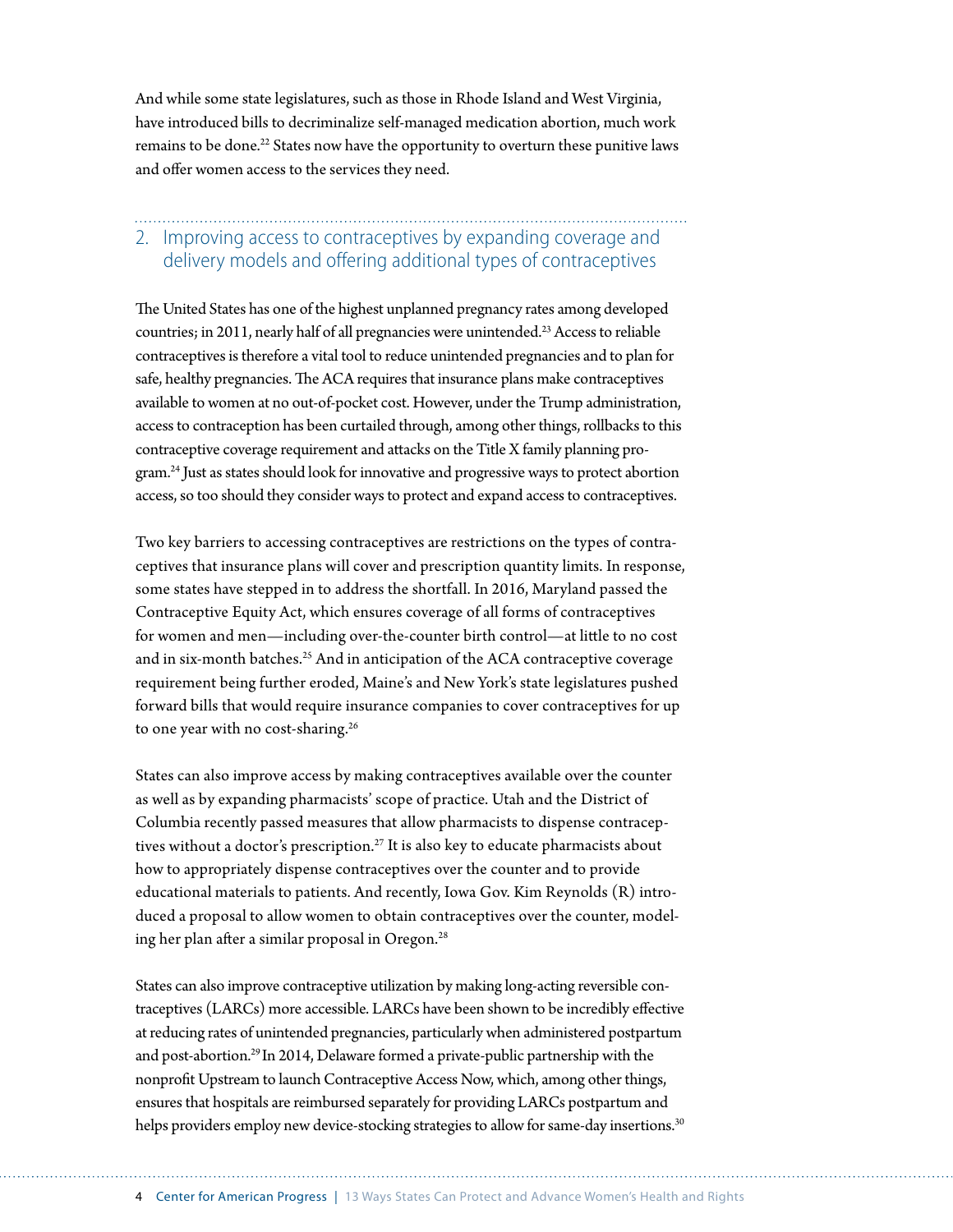And while some state legislatures, such as those in Rhode Island and West Virginia, have introduced bills to decriminalize self-managed medication abortion, much work remains to be done.[22] States now have the opportunity to overturn these punitive laws and offer women access to the services they need.

## 2. Improving access to contraceptives by expanding coverage and delivery models and offering additional types of contraceptives

The United States has one of the highest unplanned pregnancy rates among developed countries; in 2011, nearly half of all pregnancies were unintended.[23] Access to reliable contraceptives is therefore a vital tool to reduce unintended pregnancies and to plan for safe, healthy pregnancies. The ACA requires that insurance plans make contraceptives available to women at no out-of-pocket cost. However, under the Trump administration, access to contraception has been curtailed through, among other things, rollbacks to this contraceptive coverage requirement and attacks on the Title X family planning program.[24] Just as states should look for innovative and progressive ways to protect abortion access, so too should they consider ways to protect and expand access to contraceptives.

Two key barriers to accessing contraceptives are restrictions on the types of contraceptives that insurance plans will cover and prescription quantity limits. In response, some states have stepped in to address the shortfall. In 2016, Maryland passed the Contraceptive Equity Act, which ensures coverage of all forms of contraceptives for women and men—including over-the-counter birth control—at little to no cost and in six-month batches.[25] And in anticipation of the ACA contraceptive coverage requirement being further eroded, Maine's and New York's state legislatures pushed forward bills that would require insurance companies to cover contraceptives for up to one year with no cost-sharing.[26]

States can also improve access by making contraceptives available over the counter as well as by expanding pharmacists' scope of practice. Utah and the District of Columbia recently passed measures that allow pharmacists to dispense contraceptives without a doctor's prescription.[27] It is also key to educate pharmacists about how to appropriately dispense contraceptives over the counter and to provide educational materials to patients. And recently, Iowa Gov. Kim Reynolds (R) introduced a proposal to allow women to obtain contraceptives over the counter, modeling her plan after a similar proposal in Oregon.[28]

States can also improve contraceptive utilization by making long-acting reversible contraceptives (LARCs) more accessible. LARCs have been shown to be incredibly effective at reducing rates of unintended pregnancies, particularly when administered postpartum and post-abortion.[29] In 2014, Delaware formed a private-public partnership with the nonprofit Upstream to launch Contraceptive Access Now, which, among other things, ensures that hospitals are reimbursed separately for providing LARCs postpartum and helps providers employ new device-stocking strategies to allow for same-day insertions.[30]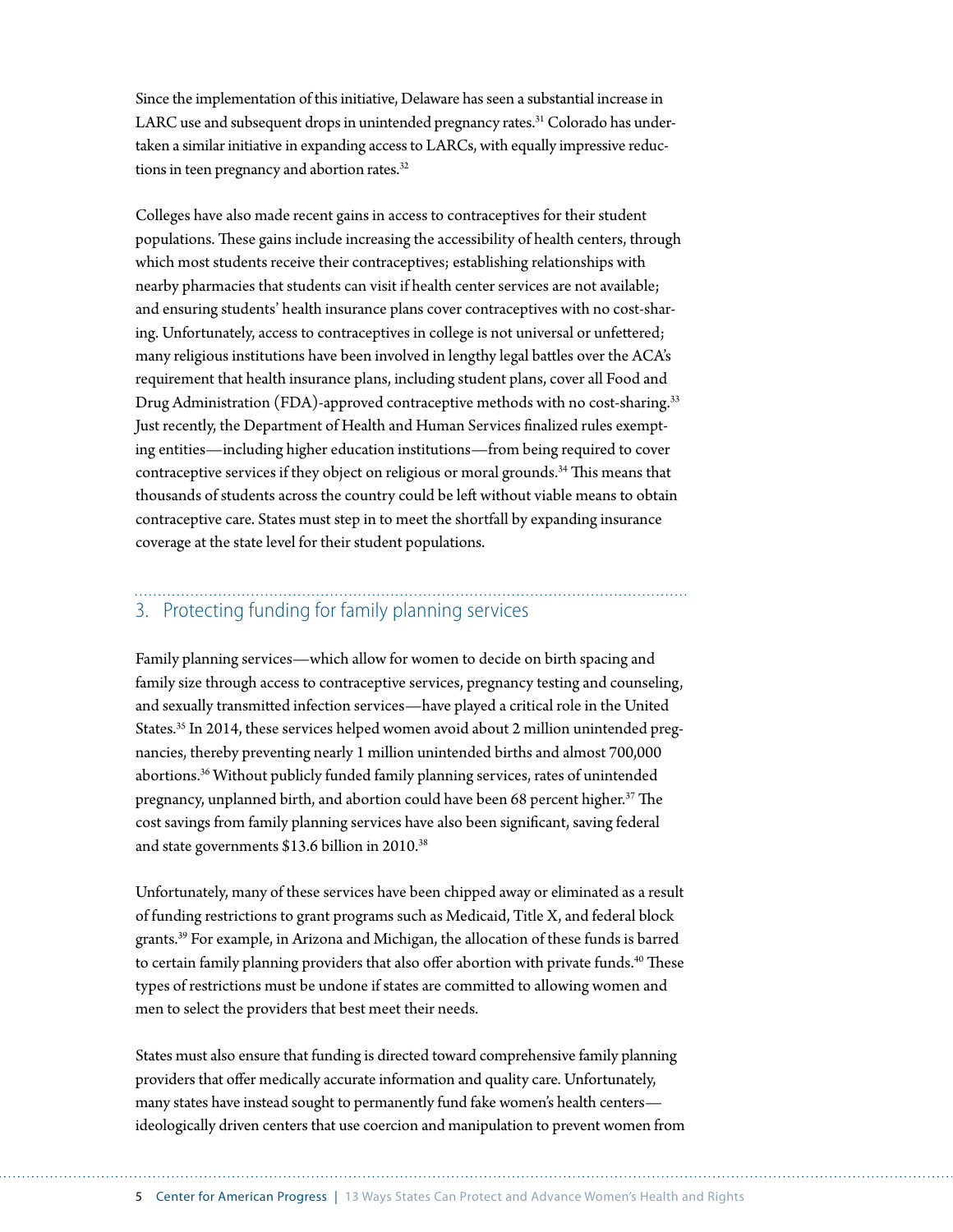Since the implementation of this initiative, Delaware has seen a substantial increase in LARC use and subsequent drops in unintended pregnancy rates.[31] Colorado has undertaken a similar initiative in expanding access to LARCs, with equally impressive reductions in teen pregnancy and abortion rates.[32]

Colleges have also made recent gains in access to contraceptives for their student populations. These gains include increasing the accessibility of health centers, through which most students receive their contraceptives; establishing relationships with nearby pharmacies that students can visit if health center services are not available; and ensuring students' health insurance plans cover contraceptives with no cost-sharing. Unfortunately, access to contraceptives in college is not universal or unfettered; many religious institutions have been involved in lengthy legal battles over the ACA's requirement that health insurance plans, including student plans, cover all Food and Drug Administration (FDA)-approved contraceptive methods with no cost-sharing.[33] Just recently, the Department of Health and Human Services finalized rules exempting entities—including higher education institutions—from being required to cover contraceptive services if they object on religious or moral grounds.[34] This means that thousands of students across the country could be left without viable means to obtain contraceptive care. States must step in to meet the shortfall by expanding insurance coverage at the state level for their student populations.

## 3. Protecting funding for family planning services

Family planning services—which allow for women to decide on birth spacing and family size through access to contraceptive services, pregnancy testing and counseling, and sexually transmitted infection services—have played a critical role in the United States.[35] In 2014, these services helped women avoid about 2 million unintended pregnancies, thereby preventing nearly 1 million unintended births and almost 700,000 abortions.[36] Without publicly funded family planning services, rates of unintended pregnancy, unplanned birth, and abortion could have been 68 percent higher.[37] The cost savings from family planning services have also been significant, saving federal and state governments $13.6 billion in 2010.[38]

Unfortunately, many of these services have been chipped away or eliminated as a result of funding restrictions to grant programs such as Medicaid, Title X, and federal block grants.[39] For example, in Arizona and Michigan, the allocation of these funds is barred to certain family planning providers that also offer abortion with private funds.[40] These types of restrictions must be undone if states are committed to allowing women and men to select the providers that best meet their needs.

States must also ensure that funding is directed toward comprehensive family planning providers that offer medically accurate information and quality care. Unfortunately, many states have instead sought to permanently fund fake women's health centers—ideologically driven centers that use coercion and manipulation to prevent women from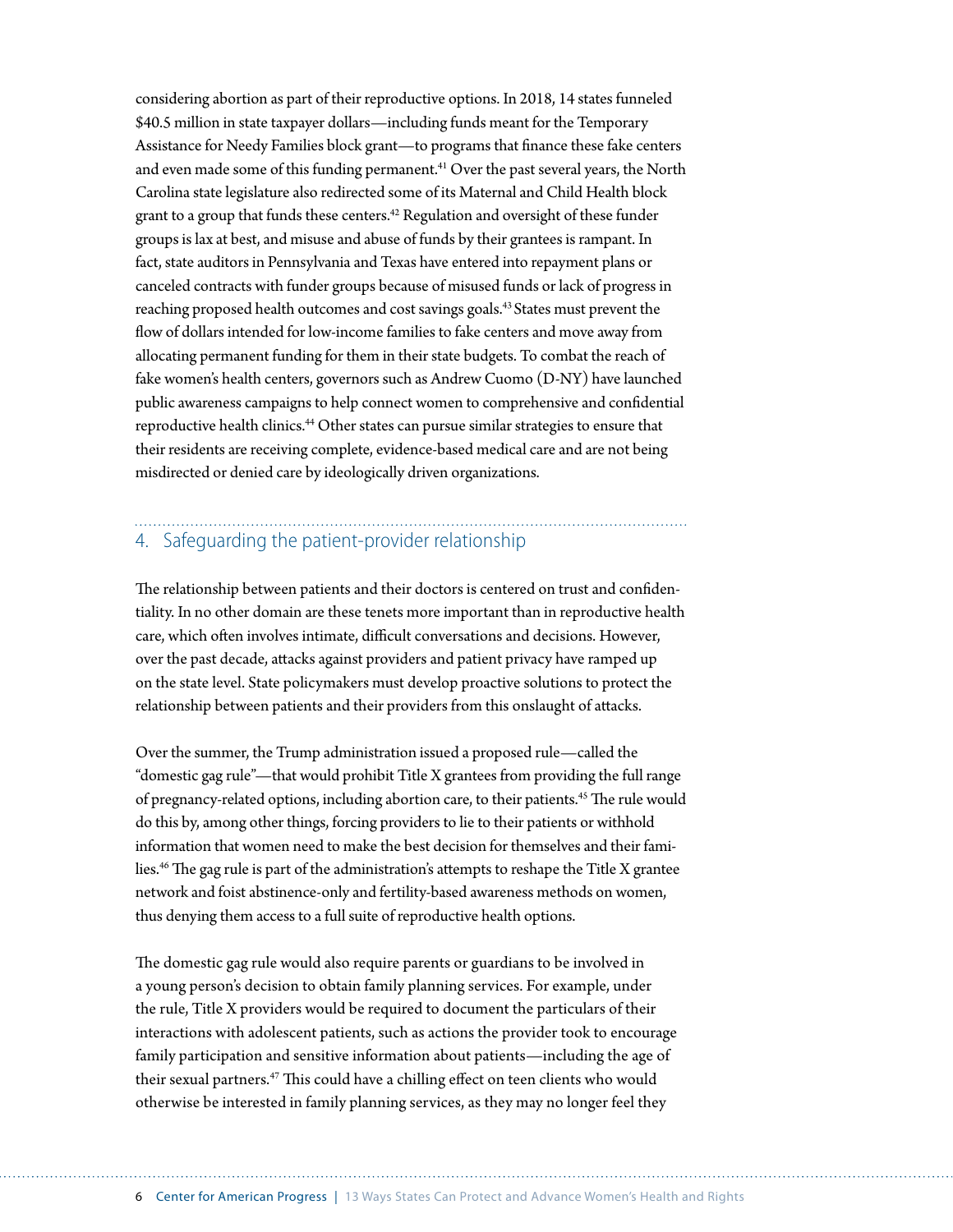considering abortion as part of their reproductive options. In 2018, 14 states funneled $40.5 million in state taxpayer dollars—including funds meant for the Temporary Assistance for Needy Families block grant—to programs that finance these fake centers and even made some of this funding permanent.[41] Over the past several years, the North Carolina state legislature also redirected some of its Maternal and Child Health block grant to a group that funds these centers.[42] Regulation and oversight of these funder groups is lax at best, and misuse and abuse of funds by their grantees is rampant. In fact, state auditors in Pennsylvania and Texas have entered into repayment plans or canceled contracts with funder groups because of misused funds or lack of progress in reaching proposed health outcomes and cost savings goals.[43] States must prevent the flow of dollars intended for low-income families to fake centers and move away from allocating permanent funding for them in their state budgets. To combat the reach of fake women's health centers, governors such as Andrew Cuomo (D-NY) have launched public awareness campaigns to help connect women to comprehensive and confidential reproductive health clinics.[44] Other states can pursue similar strategies to ensure that their residents are receiving complete, evidence-based medical care and are not being misdirected or denied care by ideologically driven organizations.

## 4. Safeguarding the patient-provider relationship

The relationship between patients and their doctors is centered on trust and confidentiality. In no other domain are these tenets more important than in reproductive health care, which often involves intimate, difficult conversations and decisions. However, over the past decade, attacks against providers and patient privacy have ramped up on the state level. State policymakers must develop proactive solutions to protect the relationship between patients and their providers from this onslaught of attacks.

Over the summer, the Trump administration issued a proposed rule—called the "domestic gag rule"—that would prohibit Title X grantees from providing the full range of pregnancy-related options, including abortion care, to their patients.[45] The rule would do this by, among other things, forcing providers to lie to their patients or withhold information that women need to make the best decision for themselves and their families.[46] The gag rule is part of the administration's attempts to reshape the Title X grantee network and foist abstinence-only and fertility-based awareness methods on women, thus denying them access to a full suite of reproductive health options.

The domestic gag rule would also require parents or guardians to be involved in a young person's decision to obtain family planning services. For example, under the rule, Title X providers would be required to document the particulars of their interactions with adolescent patients, such as actions the provider took to encourage family participation and sensitive information about patients—including the age of their sexual partners.[47] This could have a chilling effect on teen clients who would otherwise be interested in family planning services, as they may no longer feel they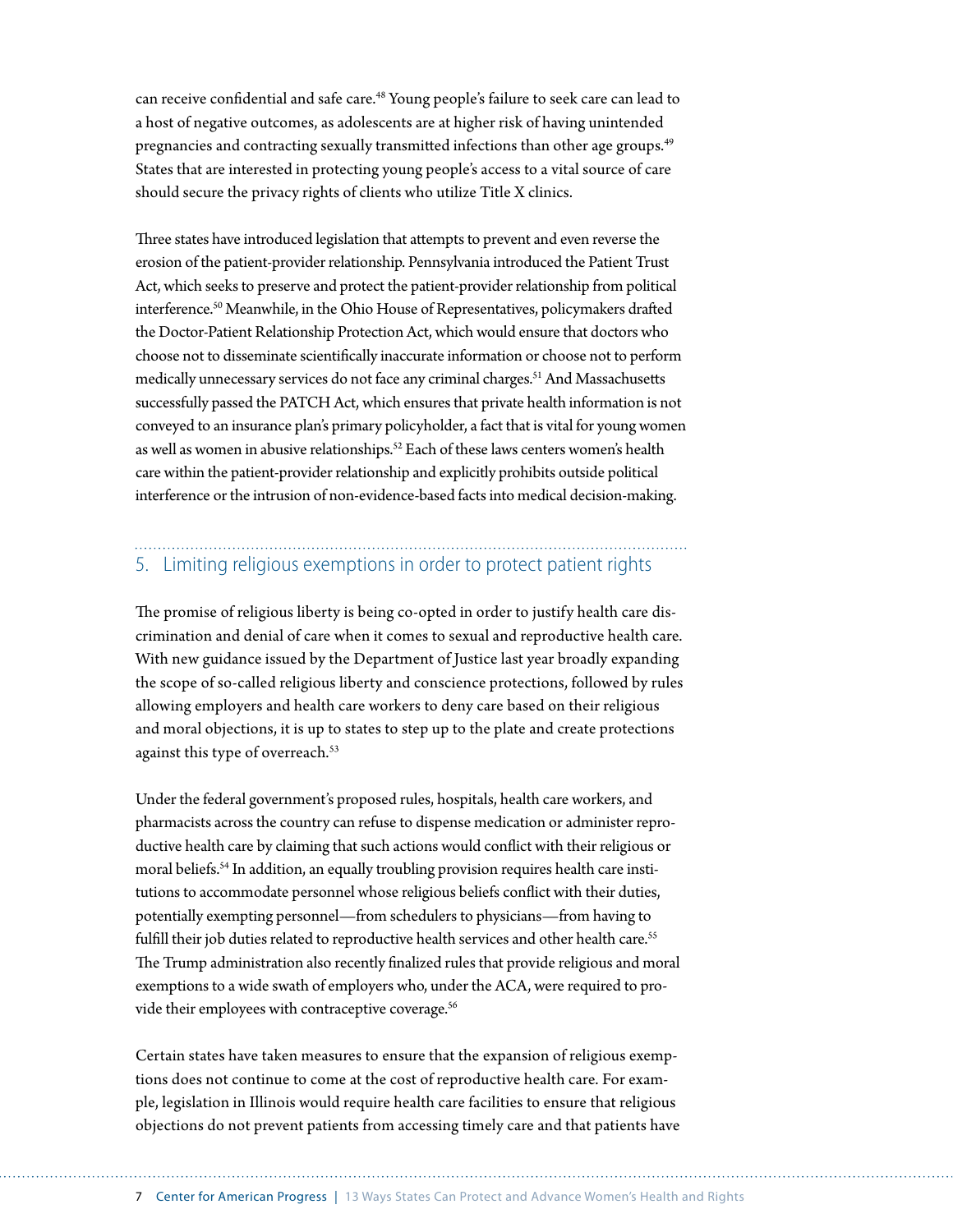can receive confidential and safe care.[48] Young people's failure to seek care can lead to a host of negative outcomes, as adolescents are at higher risk of having unintended pregnancies and contracting sexually transmitted infections than other age groups.[49] States that are interested in protecting young people's access to a vital source of care should secure the privacy rights of clients who utilize Title X clinics.

Three states have introduced legislation that attempts to prevent and even reverse the erosion of the patient-provider relationship. Pennsylvania introduced the Patient Trust Act, which seeks to preserve and protect the patient-provider relationship from political interference.[50] Meanwhile, in the Ohio House of Representatives, policymakers drafted the Doctor-Patient Relationship Protection Act, which would ensure that doctors who choose not to disseminate scientifically inaccurate information or choose not to perform medically unnecessary services do not face any criminal charges.[51] And Massachusetts successfully passed the PATCH Act, which ensures that private health information is not conveyed to an insurance plan's primary policyholder, a fact that is vital for young women as well as women in abusive relationships.[52] Each of these laws centers women's health care within the patient-provider relationship and explicitly prohibits outside political interference or the intrusion of non-evidence-based facts into medical decision-making.

## 5. Limiting religious exemptions in order to protect patient rights

The promise of religious liberty is being co-opted in order to justify health care discrimination and denial of care when it comes to sexual and reproductive health care. With new guidance issued by the Department of Justice last year broadly expanding the scope of so-called religious liberty and conscience protections, followed by rules allowing employers and health care workers to deny care based on their religious and moral objections, it is up to states to step up to the plate and create protections against this type of overreach.[53]

Under the federal government's proposed rules, hospitals, health care workers, and pharmacists across the country can refuse to dispense medication or administer reproductive health care by claiming that such actions would conflict with their religious or moral beliefs.[54] In addition, an equally troubling provision requires health care institutions to accommodate personnel whose religious beliefs conflict with their duties, potentially exempting personnel—from schedulers to physicians—from having to fulfill their job duties related to reproductive health services and other health care.[55] The Trump administration also recently finalized rules that provide religious and moral exemptions to a wide swath of employers who, under the ACA, were required to provide their employees with contraceptive coverage.[56]

Certain states have taken measures to ensure that the expansion of religious exemptions does not continue to come at the cost of reproductive health care. For example, legislation in Illinois would require health care facilities to ensure that religious objections do not prevent patients from accessing timely care and that patients have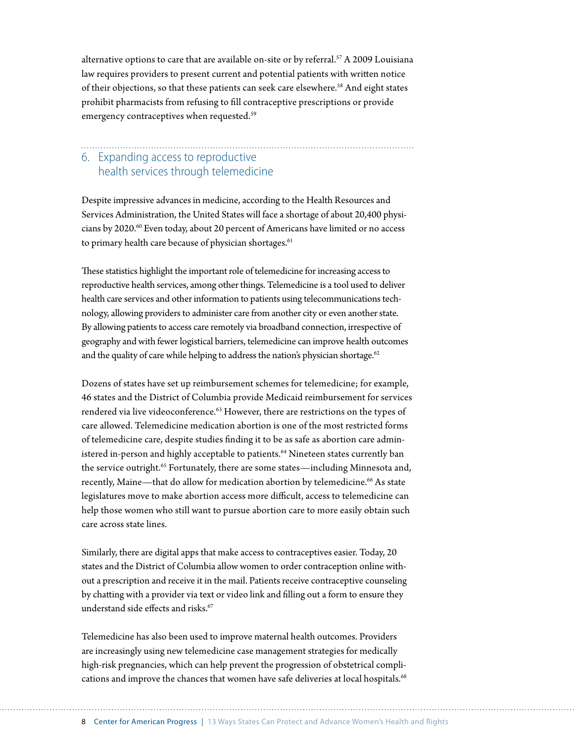alternative options to care that are available on-site or by referral.[57] A 2009 Louisiana law requires providers to present current and potential patients with written notice of their objections, so that these patients can seek care elsewhere.[58] And eight states prohibit pharmacists from refusing to fill contraceptive prescriptions or provide emergency contraceptives when requested.[59]

## 6. Expanding access to reproductive health services through telemedicine

Despite impressive advances in medicine, according to the Health Resources and Services Administration, the United States will face a shortage of about 20,400 physicians by 2020.[60] Even today, about 20 percent of Americans have limited or no access to primary health care because of physician shortages.[61]

These statistics highlight the important role of telemedicine for increasing access to reproductive health services, among other things. Telemedicine is a tool used to deliver health care services and other information to patients using telecommunications technology, allowing providers to administer care from another city or even another state. By allowing patients to access care remotely via broadband connection, irrespective of geography and with fewer logistical barriers, telemedicine can improve health outcomes and the quality of care while helping to address the nation's physician shortage.[62]

Dozens of states have set up reimbursement schemes for telemedicine; for example, 46 states and the District of Columbia provide Medicaid reimbursement for services rendered via live videoconference.[63] However, there are restrictions on the types of care allowed. Telemedicine medication abortion is one of the most restricted forms of telemedicine care, despite studies finding it to be as safe as abortion care administered in-person and highly acceptable to patients.[64] Nineteen states currently ban the service outright.[65] Fortunately, there are some states—including Minnesota and, recently, Maine—that do allow for medication abortion by telemedicine.[66] As state legislatures move to make abortion access more difficult, access to telemedicine can help those women who still want to pursue abortion care to more easily obtain such care across state lines.

Similarly, there are digital apps that make access to contraceptives easier. Today, 20 states and the District of Columbia allow women to order contraception online without a prescription and receive it in the mail. Patients receive contraceptive counseling by chatting with a provider via text or video link and filling out a form to ensure they understand side effects and risks.[67]

Telemedicine has also been used to improve maternal health outcomes. Providers are increasingly using new telemedicine case management strategies for medically high-risk pregnancies, which can help prevent the progression of obstetrical complications and improve the chances that women have safe deliveries at local hospitals.[68]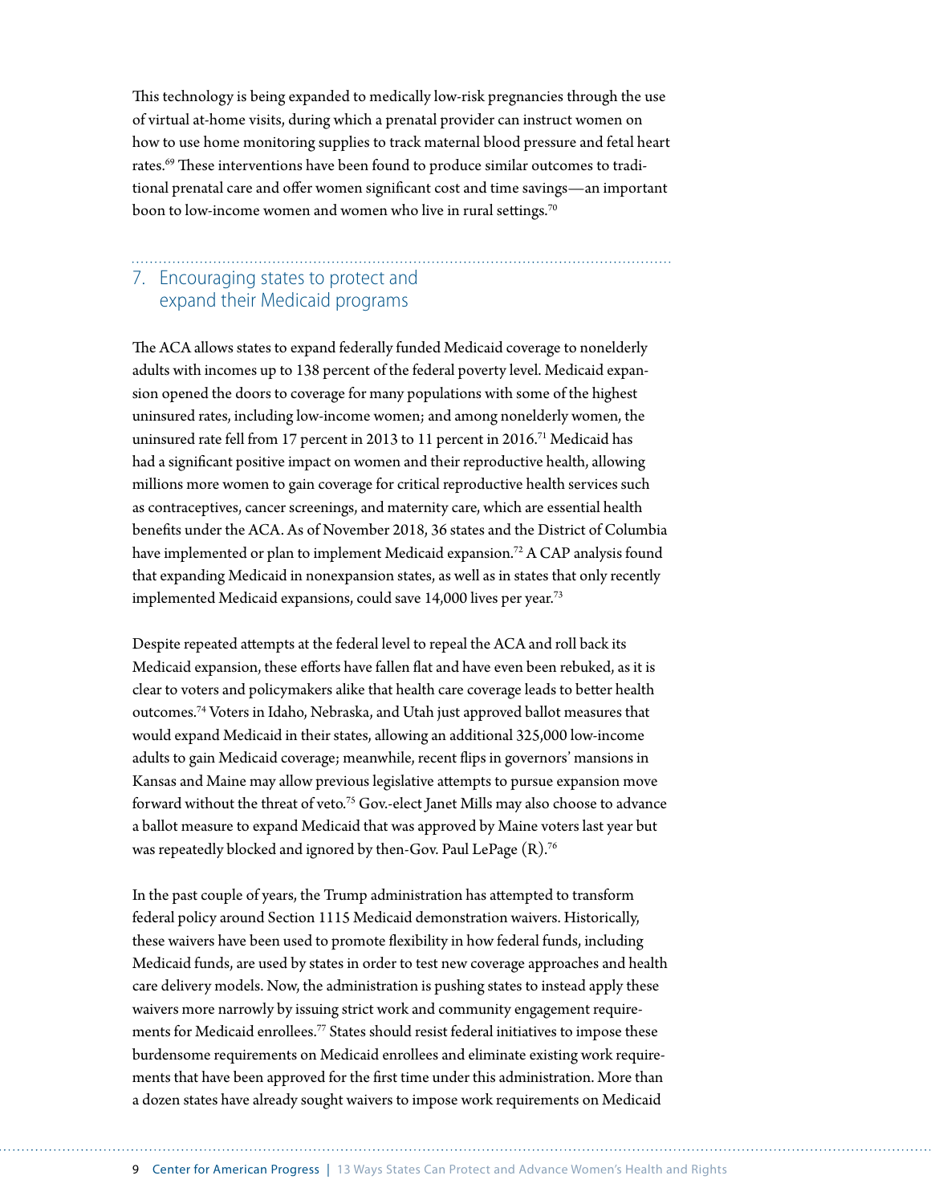This technology is being expanded to medically low-risk pregnancies through the use of virtual at-home visits, during which a prenatal provider can instruct women on how to use home monitoring supplies to track maternal blood pressure and fetal heart rates.[69] These interventions have been found to produce similar outcomes to traditional prenatal care and offer women significant cost and time savings—an important boon to low-income women and women who live in rural settings.[70]

## 7. Encouraging states to protect and expand their Medicaid programs

The ACA allows states to expand federally funded Medicaid coverage to nonelderly adults with incomes up to 138 percent of the federal poverty level. Medicaid expansion opened the doors to coverage for many populations with some of the highest uninsured rates, including low-income women; and among nonelderly women, the uninsured rate fell from 17 percent in 2013 to 11 percent in 2016.[71] Medicaid has had a significant positive impact on women and their reproductive health, allowing millions more women to gain coverage for critical reproductive health services such as contraceptives, cancer screenings, and maternity care, which are essential health benefits under the ACA. As of November 2018, 36 states and the District of Columbia have implemented or plan to implement Medicaid expansion.[72] A CAP analysis found that expanding Medicaid in nonexpansion states, as well as in states that only recently implemented Medicaid expansions, could save 14,000 lives per year.[73]

Despite repeated attempts at the federal level to repeal the ACA and roll back its Medicaid expansion, these efforts have fallen flat and have even been rebuked, as it is clear to voters and policymakers alike that health care coverage leads to better health outcomes.[74] Voters in Idaho, Nebraska, and Utah just approved ballot measures that would expand Medicaid in their states, allowing an additional 325,000 low-income adults to gain Medicaid coverage; meanwhile, recent flips in governors' mansions in Kansas and Maine may allow previous legislative attempts to pursue expansion move forward without the threat of veto.[75] Gov.-elect Janet Mills may also choose to advance a ballot measure to expand Medicaid that was approved by Maine voters last year but was repeatedly blocked and ignored by then-Gov. Paul LePage (R).[76]

In the past couple of years, the Trump administration has attempted to transform federal policy around Section 1115 Medicaid demonstration waivers. Historically, these waivers have been used to promote flexibility in how federal funds, including Medicaid funds, are used by states in order to test new coverage approaches and health care delivery models. Now, the administration is pushing states to instead apply these waivers more narrowly by issuing strict work and community engagement requirements for Medicaid enrollees.[77] States should resist federal initiatives to impose these burdensome requirements on Medicaid enrollees and eliminate existing work requirements that have been approved for the first time under this administration. More than a dozen states have already sought waivers to impose work requirements on Medicaid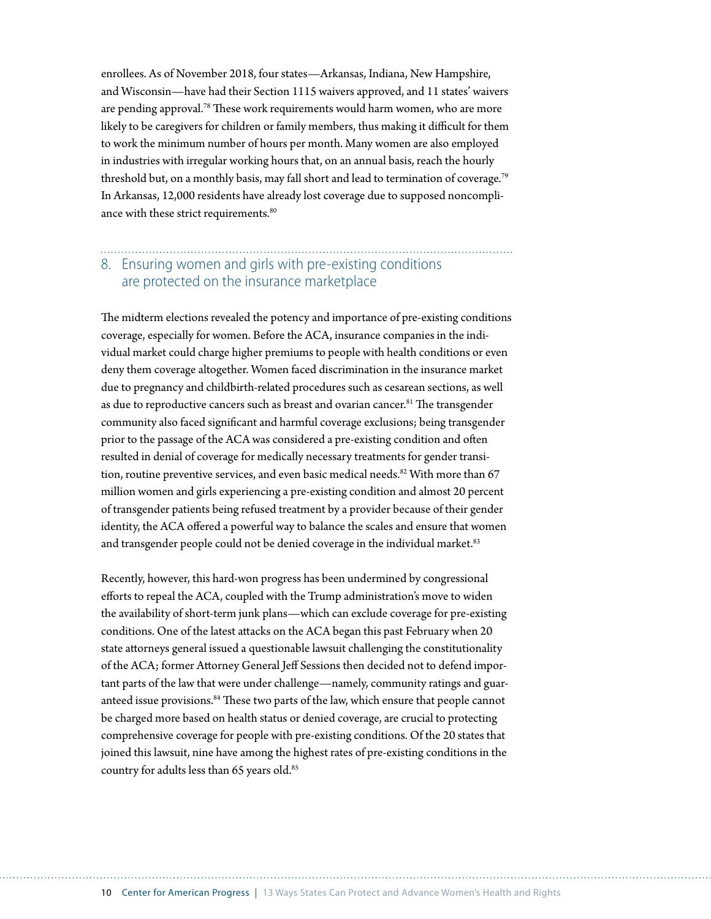enrollees. As of November 2018, four states—Arkansas, Indiana, New Hampshire, and Wisconsin—have had their Section 1115 waivers approved, and 11 states' waivers are pending approval.[78] These work requirements would harm women, who are more likely to be caregivers for children or family members, thus making it difficult for them to work the minimum number of hours per month. Many women are also employed in industries with irregular working hours that, on an annual basis, reach the hourly threshold but, on a monthly basis, may fall short and lead to termination of coverage.[79] In Arkansas, 12,000 residents have already lost coverage due to supposed noncompliance with these strict requirements.[80]

## 8. Ensuring women and girls with pre-existing conditions are protected on the insurance marketplace

The midterm elections revealed the potency and importance of pre-existing conditions coverage, especially for women. Before the ACA, insurance companies in the individual market could charge higher premiums to people with health conditions or even deny them coverage altogether. Women faced discrimination in the insurance market due to pregnancy and childbirth-related procedures such as cesarean sections, as well as due to reproductive cancers such as breast and ovarian cancer.[81] The transgender community also faced significant and harmful coverage exclusions; being transgender prior to the passage of the ACA was considered a pre-existing condition and often resulted in denial of coverage for medically necessary treatments for gender transition, routine preventive services, and even basic medical needs.[82] With more than 67 million women and girls experiencing a pre-existing condition and almost 20 percent of transgender patients being refused treatment by a provider because of their gender identity, the ACA offered a powerful way to balance the scales and ensure that women and transgender people could not be denied coverage in the individual market.[83]

Recently, however, this hard-won progress has been undermined by congressional efforts to repeal the ACA, coupled with the Trump administration's move to widen the availability of short-term junk plans—which can exclude coverage for pre-existing conditions. One of the latest attacks on the ACA began this past February when 20 state attorneys general issued a questionable lawsuit challenging the constitutionality of the ACA; former Attorney General Jeff Sessions then decided not to defend important parts of the law that were under challenge—namely, community ratings and guaranteed issue provisions.[84] These two parts of the law, which ensure that people cannot be charged more based on health status or denied coverage, are crucial to protecting comprehensive coverage for people with pre-existing conditions. Of the 20 states that joined this lawsuit, nine have among the highest rates of pre-existing conditions in the country for adults less than 65 years old.[85]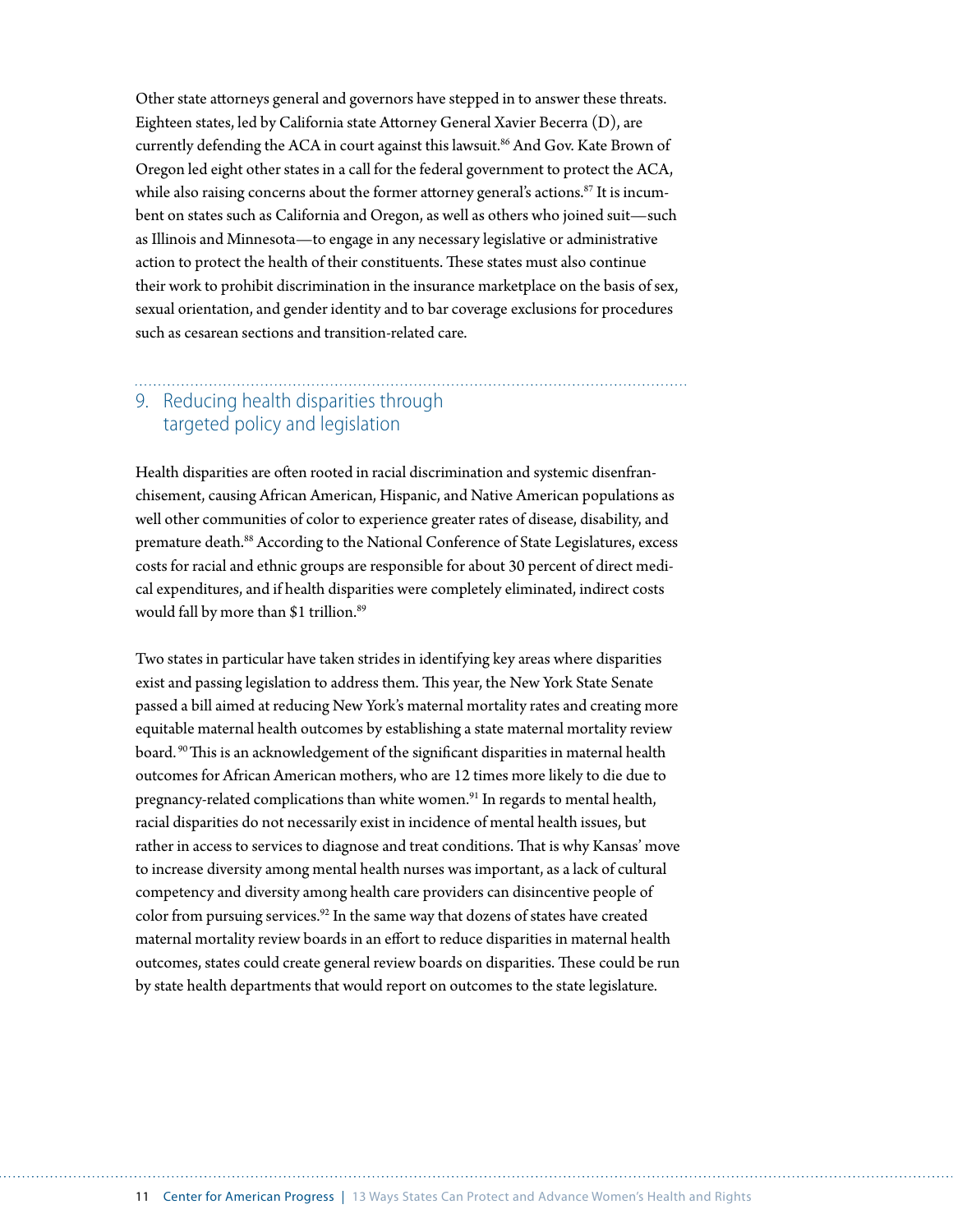Other state attorneys general and governors have stepped in to answer these threats. Eighteen states, led by California state Attorney General Xavier Becerra (D), are currently defending the ACA in court against this lawsuit.[86] And Gov. Kate Brown of Oregon led eight other states in a call for the federal government to protect the ACA, while also raising concerns about the former attorney general's actions.[87] It is incumbent on states such as California and Oregon, as well as others who joined suit—such as Illinois and Minnesota—to engage in any necessary legislative or administrative action to protect the health of their constituents. These states must also continue their work to prohibit discrimination in the insurance marketplace on the basis of sex, sexual orientation, and gender identity and to bar coverage exclusions for procedures such as cesarean sections and transition-related care.

## 9. Reducing health disparities through targeted policy and legislation

Health disparities are often rooted in racial discrimination and systemic disenfranchisement, causing African American, Hispanic, and Native American populations as well other communities of color to experience greater rates of disease, disability, and premature death.[88] According to the National Conference of State Legislatures, excess costs for racial and ethnic groups are responsible for about 30 percent of direct medical expenditures, and if health disparities were completely eliminated, indirect costs would fall by more than $1 trillion.[89]

Two states in particular have taken strides in identifying key areas where disparities exist and passing legislation to address them. This year, the New York State Senate passed a bill aimed at reducing New York's maternal mortality rates and creating more equitable maternal health outcomes by establishing a state maternal mortality review board.[90] This is an acknowledgement of the significant disparities in maternal health outcomes for African American mothers, who are 12 times more likely to die due to pregnancy-related complications than white women.[91] In regards to mental health, racial disparities do not necessarily exist in incidence of mental health issues, but rather in access to services to diagnose and treat conditions. That is why Kansas' move to increase diversity among mental health nurses was important, as a lack of cultural competency and diversity among health care providers can disincentive people of color from pursuing services.[92] In the same way that dozens of states have created maternal mortality review boards in an effort to reduce disparities in maternal health outcomes, states could create general review boards on disparities. These could be run by state health departments that would report on outcomes to the state legislature.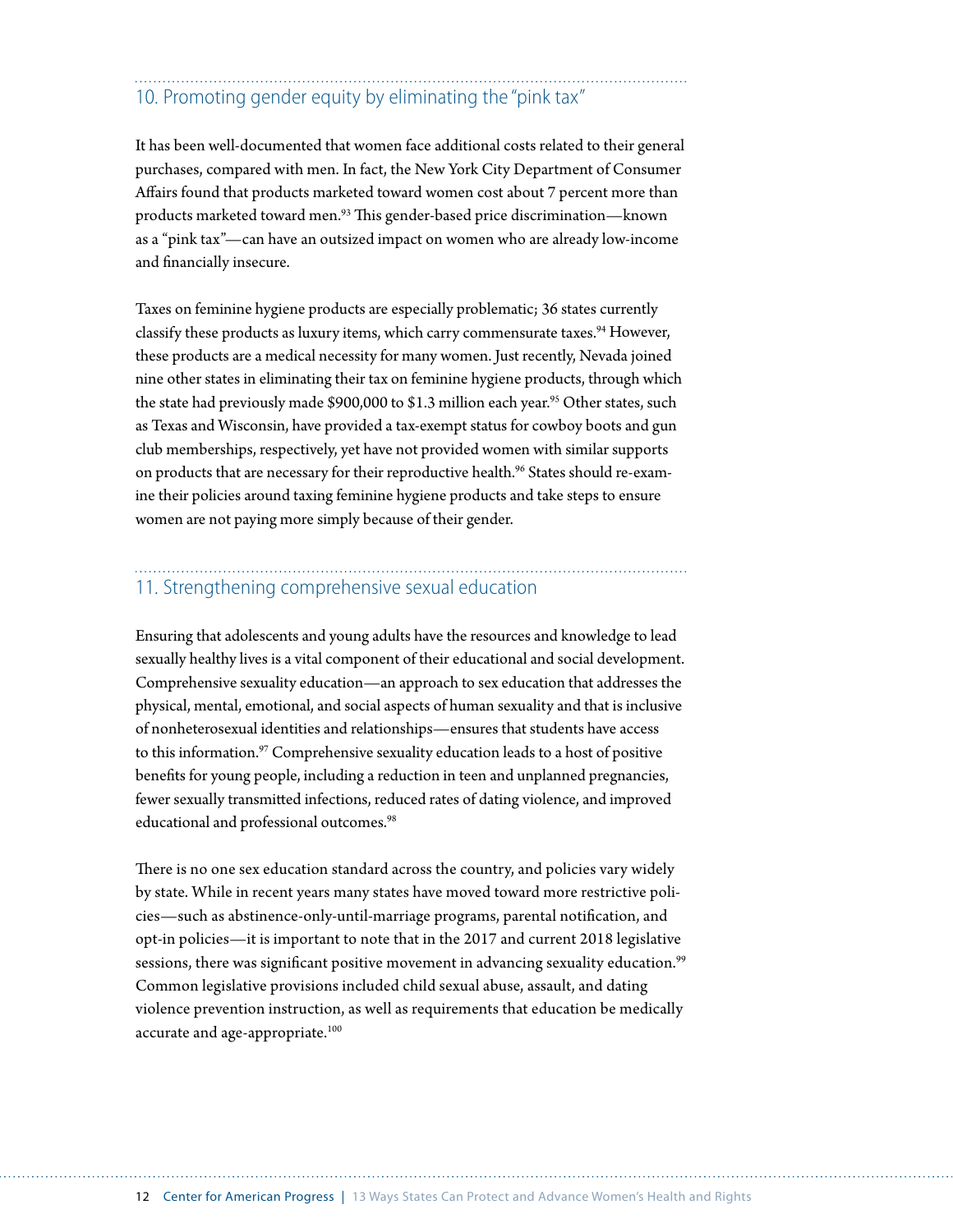## 10. Promoting gender equity by eliminating the "pink tax"

It has been well-documented that women face additional costs related to their general purchases, compared with men. In fact, the New York City Department of Consumer Affairs found that products marketed toward women cost about 7 percent more than products marketed toward men.[93] This gender-based price discrimination—known as a "pink tax"—can have an outsized impact on women who are already low-income and financially insecure.

Taxes on feminine hygiene products are especially problematic; 36 states currently classify these products as luxury items, which carry commensurate taxes.[94] However, these products are a medical necessity for many women. Just recently, Nevada joined nine other states in eliminating their tax on feminine hygiene products, through which the state had previously made $900,000 to $1.3 million each year.[95] Other states, such as Texas and Wisconsin, have provided a tax-exempt status for cowboy boots and gun club memberships, respectively, yet have not provided women with similar supports on products that are necessary for their reproductive health.[96] States should re-examine their policies around taxing feminine hygiene products and take steps to ensure women are not paying more simply because of their gender.

## 11. Strengthening comprehensive sexual education

Ensuring that adolescents and young adults have the resources and knowledge to lead sexually healthy lives is a vital component of their educational and social development. Comprehensive sexuality education—an approach to sex education that addresses the physical, mental, emotional, and social aspects of human sexuality and that is inclusive of nonheterosexual identities and relationships—ensures that students have access to this information.[97] Comprehensive sexuality education leads to a host of positive benefits for young people, including a reduction in teen and unplanned pregnancies, fewer sexually transmitted infections, reduced rates of dating violence, and improved educational and professional outcomes.[98]

There is no one sex education standard across the country, and policies vary widely by state. While in recent years many states have moved toward more restrictive policies—such as abstinence-only-until-marriage programs, parental notification, and opt-in policies—it is important to note that in the 2017 and current 2018 legislative sessions, there was significant positive movement in advancing sexuality education.[99] Common legislative provisions included child sexual abuse, assault, and dating violence prevention instruction, as well as requirements that education be medically accurate and age-appropriate.[100]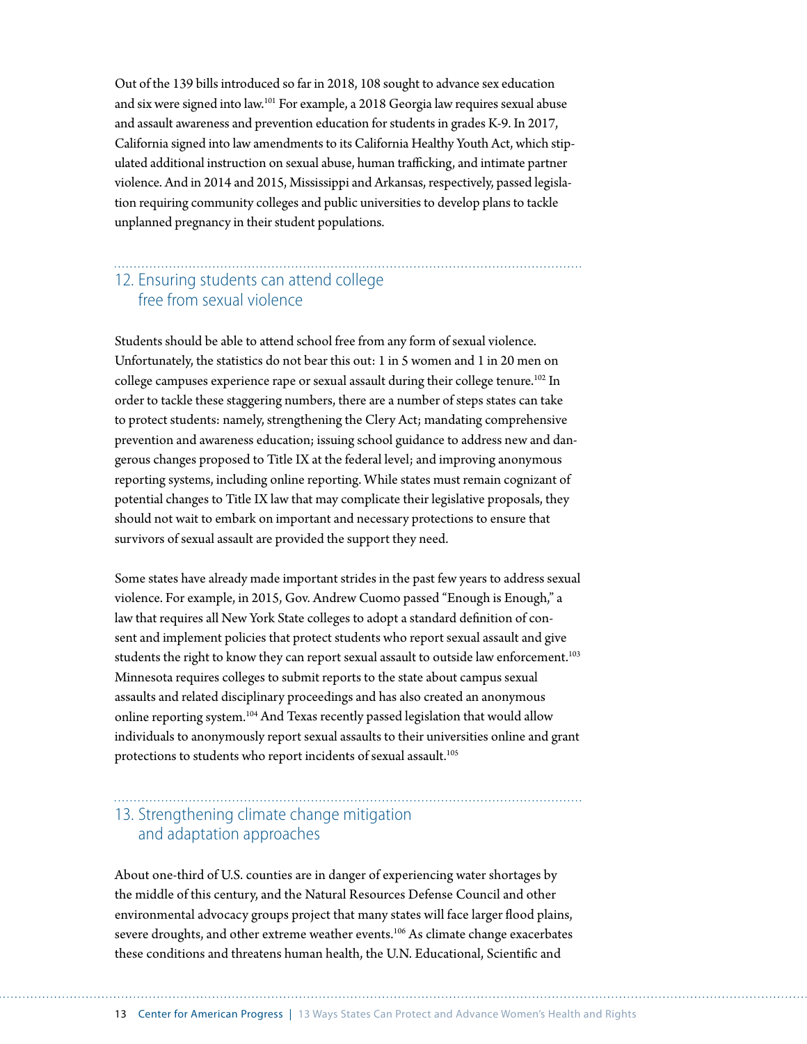Out of the 139 bills introduced so far in 2018, 108 sought to advance sex education and six were signed into law.[101] For example, a 2018 Georgia law requires sexual abuse and assault awareness and prevention education for students in grades K-9. In 2017, California signed into law amendments to its California Healthy Youth Act, which stipulated additional instruction on sexual abuse, human trafficking, and intimate partner violence. And in 2014 and 2015, Mississippi and Arkansas, respectively, passed legislation requiring community colleges and public universities to develop plans to tackle unplanned pregnancy in their student populations.

## 12. Ensuring students can attend college free from sexual violence

Students should be able to attend school free from any form of sexual violence. Unfortunately, the statistics do not bear this out: 1 in 5 women and 1 in 20 men on college campuses experience rape or sexual assault during their college tenure.[102] In order to tackle these staggering numbers, there are a number of steps states can take to protect students: namely, strengthening the Clery Act; mandating comprehensive prevention and awareness education; issuing school guidance to address new and dangerous changes proposed to Title IX at the federal level; and improving anonymous reporting systems, including online reporting. While states must remain cognizant of potential changes to Title IX law that may complicate their legislative proposals, they should not wait to embark on important and necessary protections to ensure that survivors of sexual assault are provided the support they need.

Some states have already made important strides in the past few years to address sexual violence. For example, in 2015, Gov. Andrew Cuomo passed "Enough is Enough," a law that requires all New York State colleges to adopt a standard definition of consent and implement policies that protect students who report sexual assault and give students the right to know they can report sexual assault to outside law enforcement.[103] Minnesota requires colleges to submit reports to the state about campus sexual assaults and related disciplinary proceedings and has also created an anonymous online reporting system.[104] And Texas recently passed legislation that would allow individuals to anonymously report sexual assaults to their universities online and grant protections to students who report incidents of sexual assault.[105]

## 13. Strengthening climate change mitigation and adaptation approaches

About one-third of U.S. counties are in danger of experiencing water shortages by the middle of this century, and the Natural Resources Defense Council and other environmental advocacy groups project that many states will face larger flood plains, severe droughts, and other extreme weather events.[106] As climate change exacerbates these conditions and threatens human health, the U.N. Educational, Scientific and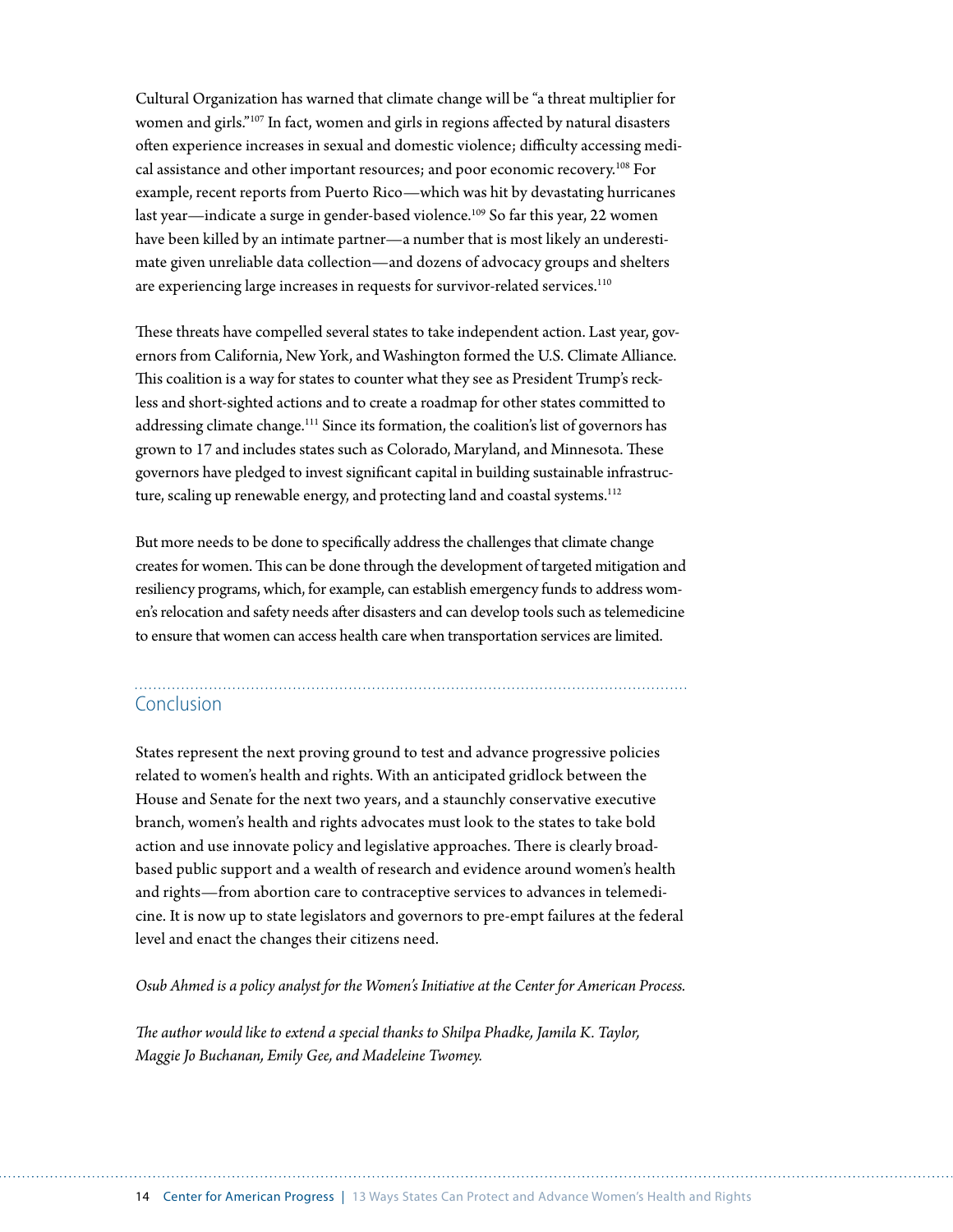Cultural Organization has warned that climate change will be "a threat multiplier for women and girls."[107] In fact, women and girls in regions affected by natural disasters often experience increases in sexual and domestic violence; difficulty accessing medical assistance and other important resources; and poor economic recovery.[108] For example, recent reports from Puerto Rico—which was hit by devastating hurricanes last year—indicate a surge in gender-based violence.[109] So far this year, 22 women have been killed by an intimate partner—a number that is most likely an underestimate given unreliable data collection—and dozens of advocacy groups and shelters are experiencing large increases in requests for survivor-related services.[110]

These threats have compelled several states to take independent action. Last year, governors from California, New York, and Washington formed the U.S. Climate Alliance. This coalition is a way for states to counter what they see as President Trump's reckless and short-sighted actions and to create a roadmap for other states committed to addressing climate change.[111] Since its formation, the coalition's list of governors has grown to 17 and includes states such as Colorado, Maryland, and Minnesota. These governors have pledged to invest significant capital in building sustainable infrastructure, scaling up renewable energy, and protecting land and coastal systems.[112]

But more needs to be done to specifically address the challenges that climate change creates for women. This can be done through the development of targeted mitigation and resiliency programs, which, for example, can establish emergency funds to address women's relocation and safety needs after disasters and can develop tools such as telemedicine to ensure that women can access health care when transportation services are limited.

## Conclusion

States represent the next proving ground to test and advance progressive policies related to women's health and rights. With an anticipated gridlock between the House and Senate for the next two years, and a staunchly conservative executive branch, women's health and rights advocates must look to the states to take bold action and use innovate policy and legislative approaches. There is clearly broad-based public support and a wealth of research and evidence around women's health and rights—from abortion care to contraceptive services to advances in telemedicine. It is now up to state legislators and governors to pre-empt failures at the federal level and enact the changes their citizens need.

*Osub Ahmed is a policy analyst for the Women's Initiative at the Center for American Process.*

*The author would like to extend a special thanks to Shilpa Phadke, Jamila K. Taylor, Maggie Jo Buchanan, Emily Gee, and Madeleine Twomey.*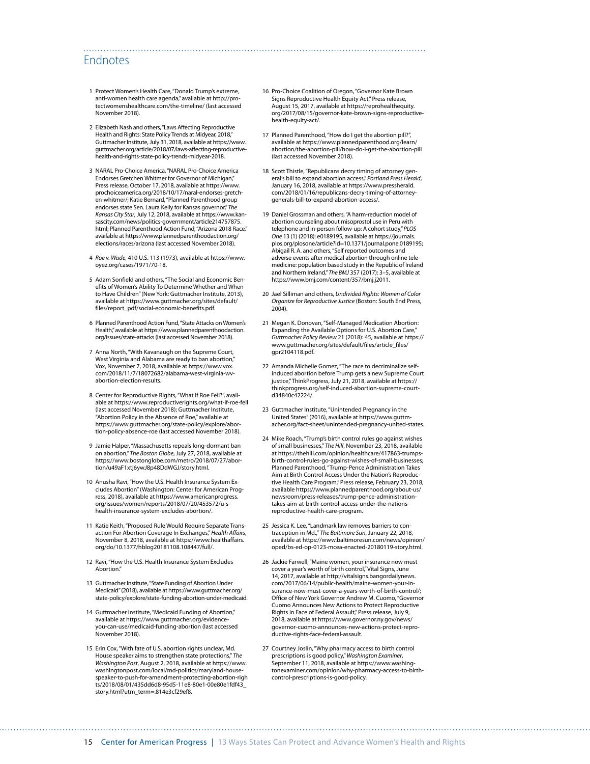## Endnotes

1 Protect Women's Health Care, "Donald Trump's extreme, anti-women health care agenda," available at http://protectwomenshealthcare.com/the-timeline/ (last accessed November 2018).

2 Elizabeth Nash and others, "Laws Affecting Reproductive Health and Rights: State Policy Trends at Midyear, 2018," Guttmacher Institute, July 31, 2018, available at https://www.guttmacher.org/article/2018/07/laws-affecting-reproductive-health-and-rights-state-policy-trends-midyear-2018.

3 NARAL Pro-Choice America, "NARAL Pro-Choice America Endorses Gretchen Whitmer for Governor of Michigan," Press release, October 17, 2018, available at https://www.prochoiceamerica.org/2018/10/17/naral-endorses-gretchen-whitmer/; Katie Bernard, "Planned Parenthood group endorses state Sen. Laura Kelly for Kansas governor," *The Kansas City Star*, July 12, 2018, available at https://www.kansascity.com/news/politics-government/article214757875.html; Planned Parenthood Action Fund, "Arizona 2018 Race," available at https://www.plannedparenthoodaction.org/elections/races/arizona (last accessed November 2018).

4 *Roe v. Wade*, 410 U.S. 113 (1973), available at https://www.oyez.org/cases/1971/70-18.

5 Adam Sonfield and others, "The Social and Economic Benefits of Women's Ability To Determine Whether and When to Have Children" (New York: Guttmacher Institute, 2013), available at https://www.guttmacher.org/sites/default/files/report_pdf/social-economic-benefits.pdf.

6 Planned Parenthood Action Fund, "State Attacks on Women's Health," available at https://www.plannedparenthoodaction.org/issues/state-attacks (last accessed November 2018).

7 Anna North, "With Kavanaugh on the Supreme Court, West Virginia and Alabama are ready to ban abortion," Vox, November 7, 2018, available at https://www.vox.com/2018/11/7/18072682/alabama-west-virginia-wv-abortion-election-results.

8 Center for Reproductive Rights, "What If Roe Fell?", available at https://www.reproductiverights.org/what-if-roe-fell (last accessed November 2018); Guttmacher Institute, "Abortion Policy in the Absence of Roe," available at https://www.guttmacher.org/state-policy/explore/abortion-policy-absence-roe (last accessed November 2018).

9 Jamie Halper, "Massachusetts repeals long-dormant ban on abortion," *The Boston Globe*, July 27, 2018, available at https://www.bostonglobe.com/metro/2018/07/27/abortion/u49aF1xtj6ywJ8p48DdWGJ/story.html.

10 Anusha Ravi, "How the U.S. Health Insurance System Excludes Abortion" (Washington: Center for American Progress, 2018), available at https://www.americanprogress.org/issues/women/reports/2018/07/20/453572/u-s-health-insurance-system-excludes-abortion/.

11 Katie Keith, "Proposed Rule Would Require Separate Transaction For Abortion Coverage In Exchanges," *Health Affairs*, November 8, 2018, available at https://www.healthaffairs.org/do/10.1377/hblog20181108.108447/full/.

12 Ravi, "How the U.S. Health Insurance System Excludes Abortion."

13 Guttmacher Institute, "State Funding of Abortion Under Medicaid" (2018), available at https://www.guttmacher.org/state-policy/explore/state-funding-abortion-under-medicaid.

14 Guttmacher Institute, "Medicaid Funding of Abortion," available at https://www.guttmacher.org/evidence-you-can-use/medicaid-funding-abortion (last accessed November 2018).

15 Erin Cox, "With fate of U.S. abortion rights unclear, Md. House speaker aims to strengthen state protections," *The Washington Post*, August 2, 2018, available at https://www.washingtonpost.com/local/md-politics/maryland-house-speaker-to-push-for-amendment-protecting-abortion-rights/2018/08/01/435dd6d8-95d5-11e8-80e1-00e80e1fdf43_story.html?utm_term=.814e3cf29ef8.

16 Pro-Choice Coalition of Oregon, "Governor Kate Brown Signs Reproductive Health Equity Act," Press release, August 15, 2017, available at https://reprohealthequity.org/2017/08/15/governor-kate-brown-signs-reproductive-health-equity-act/.

17 Planned Parenthood, "How do I get the abortion pill?", available at https://www.plannedparenthood.org/learn/abortion/the-abortion-pill/how-do-i-get-the-abortion-pill (last accessed November 2018).

18 Scott Thistle, "Republicans decry timing of attorney general's bill to expand abortion access," *Portland Press Herald*, January 16, 2018, available at https://www.pressherald.com/2018/01/16/republicans-decry-timing-of-attorney-generals-bill-to-expand-abortion-access/.

19 Daniel Grossman and others, "A harm-reduction model of abortion counseling about misoprostol use in Peru with telephone and in-person follow-up: A cohort study," *PLOS One* 13 (1) (2018): e0189195, available at https://journals.plos.org/plosone/article?id=10.1371/journal.pone.0189195; Abigail R. A. and others, "Self reported outcomes and adverse events after medical abortion through online telemedicine: population based study in the Republic of Ireland and Northern Ireland," *The BMJ* 357 (2017): 3–5, available at https://www.bmj.com/content/357/bmj.j2011.

20 Jael Silliman and others, *Undivided Rights: Women of Color Organize for Reproductive Justice* (Boston: South End Press, 2004).

21 Megan K. Donovan, "Self-Managed Medication Abortion: Expanding the Available Options for U.S. Abortion Care," *Guttmacher Policy Review* 21 (2018): 45, available at https://www.guttmacher.org/sites/default/files/article_files/gpr2104118.pdf.

22 Amanda Michelle Gomez, "The race to decriminalize self-induced abortion before Trump gets a new Supreme Court justice," ThinkProgress, July 21, 2018, available at https://thinkprogress.org/self-induced-abortion-supreme-court-d34840c42224/.

23 Guttmacher Institute, "Unintended Pregnancy in the United States" (2016), available at https://www.guttmacher.org/fact-sheet/unintended-pregnancy-united-states.

24 Mike Roach, "Trump's birth control rules go against wishes of small businesses," *The Hill*, November 23, 2018, available at https://thehill.com/opinion/healthcare/417863-trumps-birth-control-rules-go-against-wishes-of-small-businesses; Planned Parenthood, "Trump-Pence Administration Takes Aim at Birth Control Access Under the Nation's Reproductive Health Care Program," Press release, February 23, 2018, available https://www.plannedparenthood.org/about-us/newsroom/press-releases/trump-pence-administration-takes-aim-at-birth-control-access-under-the-nations-reproductive-health-care-program.

25 Jessica K. Lee, "Landmark law removes barriers to contraception in Md.," *The Baltimore Sun*, January 22, 2018, available at https://www.baltimoresun.com/news/opinion/oped/bs-ed-op-0123-mcea-enacted-20180119-story.html.

26 Jackie Farwell, "Maine women, your insurance now must cover a year's worth of birth control," Vital Signs, June 14, 2017, available at http://vitalsigns.bangordailynews.com/2017/06/14/public-health/maine-women-your-insurance-now-must-cover-a-years-worth-of-birth-control/; Office of New York Governor Andrew M. Cuomo, "Governor Cuomo Announces New Actions to Protect Reproductive Rights in Face of Federal Assault," Press release, July 9, 2018, available at https://www.governor.ny.gov/news/governor-cuomo-announces-new-actions-protect-reproductive-rights-face-federal-assault.

27 Courtney Joslin, "Why pharmacy access to birth control prescriptions is good policy," *Washington Examiner*, September 11, 2018, available at https://www.washingtonexaminer.com/opinion/why-pharmacy-access-to-birth-control-prescriptions-is-good-policy.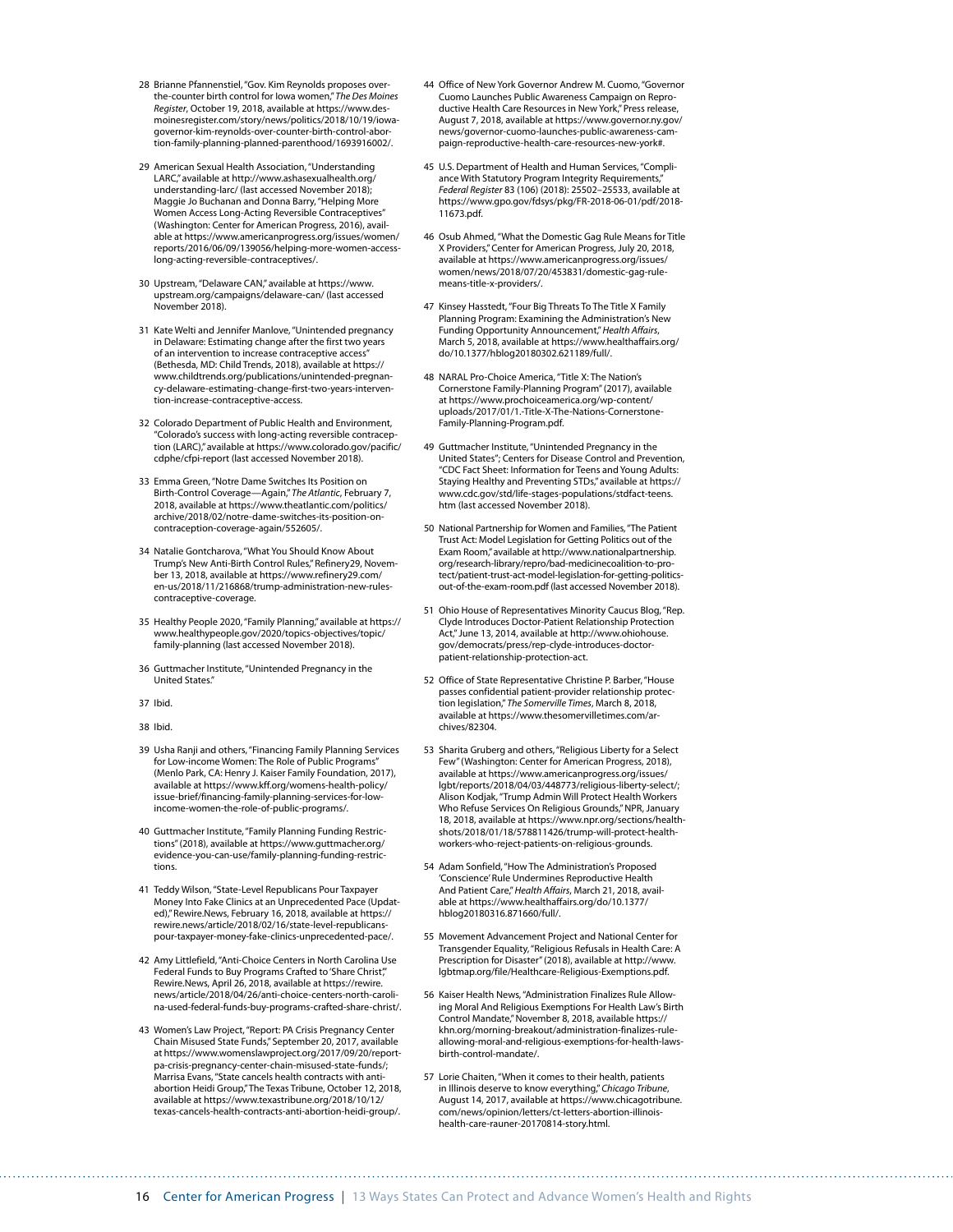28 Brianne Pfannenstiel, "Gov. Kim Reynolds proposes over-the-counter birth control for Iowa women," *The Des Moines Register*, October 19, 2018, available at https://www.desmoinesregister.com/story/news/politics/2018/10/19/iowa-governor-kim-reynolds-over-counter-birth-control-abortion-family-planning-planned-parenthood/1693916002/.

29 American Sexual Health Association, "Understanding LARC," available at http://www.ashasexualhealth.org/understanding-larc/ (last accessed November 2018); Maggie Jo Buchanan and Donna Barry, "Helping More Women Access Long-Acting Reversible Contraceptives" (Washington: Center for American Progress, 2016), available at https://www.americanprogress.org/issues/women/reports/2016/06/09/139056/helping-more-women-access-long-acting-reversible-contraceptives/.

30 Upstream, "Delaware CAN," available at https://www.upstream.org/campaigns/delaware-can/ (last accessed November 2018).

31 Kate Welti and Jennifer Manlove, "Unintended pregnancy in Delaware: Estimating change after the first two years of an intervention to increase contraceptive access" (Bethesda, MD: Child Trends, 2018), available at https://www.childtrends.org/publications/unintended-pregnancy-delaware-estimating-change-first-two-years-intervention-increase-contraceptive-access.

32 Colorado Department of Public Health and Environment, "Colorado's success with long-acting reversible contraception (LARC)," available at https://www.colorado.gov/pacific/cdphe/cfpi-report (last accessed November 2018).

33 Emma Green, "Notre Dame Switches Its Position on Birth-Control Coverage—Again," *The Atlantic*, February 7, 2018, available at https://www.theatlantic.com/politics/archive/2018/02/notre-dame-switches-its-position-on-contraception-coverage-again/552605/.

34 Natalie Gontcharova, "What You Should Know About Trump's New Anti-Birth Control Rules," Refinery29, November 13, 2018, available at https://www.refinery29.com/en-us/2018/11/216868/trump-administration-new-rules-contraceptive-coverage.

35 Healthy People 2020, "Family Planning," available at https://www.healthypeople.gov/2020/topics-objectives/topic/family-planning (last accessed November 2018).

36 Guttmacher Institute, "Unintended Pregnancy in the United States."

37 Ibid.

38 Ibid.

39 Usha Ranji and others, "Financing Family Planning Services for Low-income Women: The Role of Public Programs" (Menlo Park, CA: Henry J. Kaiser Family Foundation, 2017), available at https://www.kff.org/womens-health-policy/issue-brief/financing-family-planning-services-for-low-income-women-the-role-of-public-programs/.

40 Guttmacher Institute, "Family Planning Funding Restrictions" (2018), available at https://www.guttmacher.org/evidence-you-can-use/family-planning-funding-restrictions.

41 Teddy Wilson, "State-Level Republicans Pour Taxpayer Money Into Fake Clinics at an Unprecedented Pace (Updated)," Rewire.News, February 16, 2018, available at https://rewire.news/article/2018/02/16/state-level-republicans-pour-taxpayer-money-fake-clinics-unprecedented-pace/.

42 Amy Littlefield, "Anti-Choice Centers in North Carolina Use Federal Funds to Buy Programs Crafted to 'Share Christ'," Rewire.News, April 26, 2018, available at https://rewire.news/article/2018/04/26/anti-choice-centers-north-carolina-used-federal-funds-buy-programs-crafted-share-christ/.

43 Women's Law Project, "Report: PA Crisis Pregnancy Center Chain Misused State Funds," September 20, 2017, available at https://www.womenslawproject.org/2017/09/20/report-pa-crisis-pregnancy-center-chain-misused-state-funds/; Marrisa Evans, "State cancels health contracts with anti-abortion Heidi Group," The Texas Tribune, October 12, 2018, available at https://www.texastribune.org/2018/10/12/texas-cancels-health-contracts-anti-abortion-heidi-group/.

44 Office of New York Governor Andrew M. Cuomo, "Governor Cuomo Launches Public Awareness Campaign on Reproductive Health Care Resources in New York," Press release, August 7, 2018, available at https://www.governor.ny.gov/news/governor-cuomo-launches-public-awareness-campaign-reproductive-health-care-resources-new-york#.

45 U.S. Department of Health and Human Services, "Compliance With Statutory Program Integrity Requirements," *Federal Register* 83 (106) (2018): 25502–25533, available at https://www.gpo.gov/fdsys/pkg/FR-2018-06-01/pdf/2018-11673.pdf.

46 Osub Ahmed, "What the Domestic Gag Rule Means for Title X Providers," Center for American Progress, July 20, 2018, available at https://www.americanprogress.org/issues/women/news/2018/07/20/453831/domestic-gag-rule-means-title-x-providers/.

47 Kinsey Hasstedt, "Four Big Threats To The Title X Family Planning Program: Examining the Administration's New Funding Opportunity Announcement," *Health Affairs*, March 5, 2018, available at https://www.healthaffairs.org/do/10.1377/hblog20180302.621189/full/.

48 NARAL Pro-Choice America, "Title X: The Nation's Cornerstone Family-Planning Program" (2017), available at https://www.prochoiceamerica.org/wp-content/uploads/2017/01/1.-Title-X-The-Nations-Cornerstone-Family-Planning-Program.pdf.

49 Guttmacher Institute, "Unintended Pregnancy in the United States"; Centers for Disease Control and Prevention, "CDC Fact Sheet: Information for Teens and Young Adults: Staying Healthy and Preventing STDs," available at https://www.cdc.gov/std/life-stages-populations/stdfact-teens.htm (last accessed November 2018).

50 National Partnership for Women and Families, "The Patient Trust Act: Model Legislation for Getting Politics out of the Exam Room," available at http://www.nationalpartnership.org/research-library/repro/bad-medicinecoalition-to-protect/patient-trust-act-model-legislation-for-getting-politics-out-of-the-exam-room.pdf (last accessed November 2018).

51 Ohio House of Representatives Minority Caucus Blog, "Rep. Clyde Introduces Doctor-Patient Relationship Protection Act," June 13, 2014, available at http://www.ohiohouse.gov/democrats/press/rep-clyde-introduces-doctor-patient-relationship-protection-act.

52 Office of State Representative Christine P. Barber, "House passes confidential patient-provider relationship protection legislation," *The Somerville Times*, March 8, 2018, available at https://www.thesomervilletimes.com/archives/82304.

53 Sharita Gruberg and others, "Religious Liberty for a Select Few" (Washington: Center for American Progress, 2018), available at https://www.americanprogress.org/issues/lgbt/reports/2018/04/03/448773/religious-liberty-select/; Alison Kodjak, "Trump Admin Will Protect Health Workers Who Refuse Services On Religious Grounds," NPR, January 18, 2018, available at https://www.npr.org/sections/health-shots/2018/01/18/578811426/trump-will-protect-health-workers-who-reject-patients-on-religious-grounds.

54 Adam Sonfield, "How The Administration's Proposed 'Conscience' Rule Undermines Reproductive Health And Patient Care," *Health Affairs*, March 21, 2018, available at https://www.healthaffairs.org/do/10.1377/hblog20180316.871660/full/.

55 Movement Advancement Project and National Center for Transgender Equality, "Religious Refusals in Health Care: A Prescription for Disaster" (2018), available at http://www.lgbtmap.org/file/Healthcare-Religious-Exemptions.pdf.

56 Kaiser Health News, "Administration Finalizes Rule Allowing Moral And Religious Exemptions For Health Law's Birth Control Mandate," November 8, 2018, available https://khn.org/morning-breakout/administration-finalizes-rule-allowing-moral-and-religious-exemptions-for-health-laws-birth-control-mandate/.

57 Lorie Chaiten, "When it comes to their health, patients in Illinois deserve to know everything," *Chicago Tribune*, August 14, 2017, available at https://www.chicagotribune.com/news/opinion/letters/ct-letters-abortion-illinois-health-care-rauner-20170814-story.html.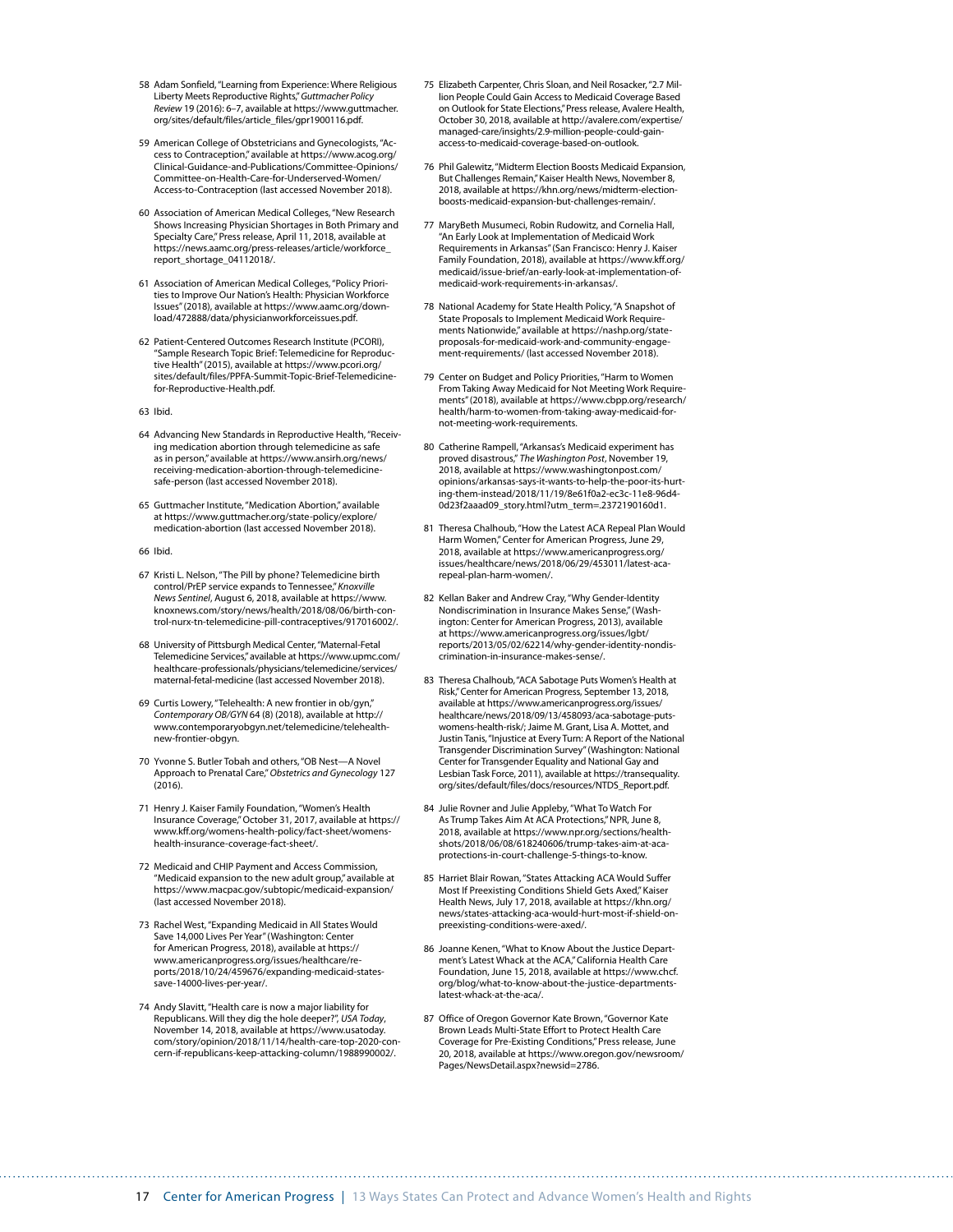58 Adam Sonfield, "Learning from Experience: Where Religious Liberty Meets Reproductive Rights," *Guttmacher Policy Review* 19 (2016): 6–7, available at https://www.guttmacher.org/sites/default/files/article_files/gpr1900116.pdf.

59 American College of Obstetricians and Gynecologists, "Access to Contraception," available at https://www.acog.org/Clinical-Guidance-and-Publications/Committee-Opinions/Committee-on-Health-Care-for-Underserved-Women/Access-to-Contraception (last accessed November 2018).

60 Association of American Medical Colleges, "New Research Shows Increasing Physician Shortages in Both Primary and Specialty Care," Press release, April 11, 2018, available at https://news.aamc.org/press-releases/article/workforce_report_shortage_04112018/.

61 Association of American Medical Colleges, "Policy Priorities to Improve Our Nation's Health: Physician Workforce Issues" (2018), available at https://www.aamc.org/download/472888/data/physicianworkforceissues.pdf.

62 Patient-Centered Outcomes Research Institute (PCORI), "Sample Research Topic Brief: Telemedicine for Reproductive Health" (2015), available at https://www.pcori.org/sites/default/files/PPFA-Summit-Topic-Brief-Telemedicine-for-Reproductive-Health.pdf.

63 Ibid.

64 Advancing New Standards in Reproductive Health, "Receiving medication abortion through telemedicine as safe as in person," available at https://www.ansirh.org/news/receiving-medication-abortion-through-telemedicine-safe-person (last accessed November 2018).

65 Guttmacher Institute, "Medication Abortion," available at https://www.guttmacher.org/state-policy/explore/medication-abortion (last accessed November 2018).

66 Ibid.

67 Kristi L. Nelson, "The Pill by phone? Telemedicine birth control/PrEP service expands to Tennessee," *Knoxville News Sentinel*, August 6, 2018, available at https://www.knoxnews.com/story/news/health/2018/08/06/birth-control-nurx-tn-telemedicine-pill-contraceptives/917016002/.

68 University of Pittsburgh Medical Center, "Maternal-Fetal Telemedicine Services," available at https://www.upmc.com/healthcare-professionals/physicians/telemedicine/services/maternal-fetal-medicine (last accessed November 2018).

69 Curtis Lowery, "Telehealth: A new frontier in ob/gyn," *Contemporary OB/GYN* 64 (8) (2018), available at http://www.contemporaryobgyn.net/telemedicine/telehealth-new-frontier-obgyn.

70 Yvonne S. Butler Tobah and others, "OB Nest—A Novel Approach to Prenatal Care," *Obstetrics and Gynecology* 127 (2016).

71 Henry J. Kaiser Family Foundation, "Women's Health Insurance Coverage," October 31, 2017, available at https://www.kff.org/womens-health-policy/fact-sheet/womens-health-insurance-coverage-fact-sheet/.

72 Medicaid and CHIP Payment and Access Commission, "Medicaid expansion to the new adult group," available at https://www.macpac.gov/subtopic/medicaid-expansion/ (last accessed November 2018).

73 Rachel West, "Expanding Medicaid in All States Would Save 14,000 Lives Per Year" (Washington: Center for American Progress, 2018), available at https://www.americanprogress.org/issues/healthcare/reports/2018/10/24/459676/expanding-medicaid-states-save-14000-lives-per-year/.

74 Andy Slavitt, "Health care is now a major liability for Republicans. Will they dig the hole deeper?", *USA Today*, November 14, 2018, available at https://www.usatoday.com/story/opinion/2018/11/14/health-care-top-2020-concern-if-republicans-keep-attacking-column/1988990002/.

75 Elizabeth Carpenter, Chris Sloan, and Neil Rosacker, "2.7 Million People Could Gain Access to Medicaid Coverage Based on Outlook for State Elections," Press release, Avalere Health, October 30, 2018, available at http://avalere.com/expertise/managed-care/insights/2.9-million-people-could-gain-access-to-medicaid-coverage-based-on-outlook.

76 Phil Galewitz, "Midterm Election Boosts Medicaid Expansion, But Challenges Remain," Kaiser Health News, November 8, 2018, available at https://khn.org/news/midterm-election-boosts-medicaid-expansion-but-challenges-remain/.

77 MaryBeth Musumeci, Robin Rudowitz, and Cornelia Hall, "An Early Look at Implementation of Medicaid Work Requirements in Arkansas" (San Francisco: Henry J. Kaiser Family Foundation, 2018), available at https://www.kff.org/medicaid/issue-brief/an-early-look-at-implementation-of-medicaid-work-requirements-in-arkansas/.

78 National Academy for State Health Policy, "A Snapshot of State Proposals to Implement Medicaid Work Requirements Nationwide," available at https://nashp.org/state-proposals-for-medicaid-work-and-community-engagement-requirements/ (last accessed November 2018).

79 Center on Budget and Policy Priorities, "Harm to Women From Taking Away Medicaid for Not Meeting Work Requirements" (2018), available at https://www.cbpp.org/research/health/harm-to-women-from-taking-away-medicaid-for-not-meeting-work-requirements.

80 Catherine Rampell, "Arkansas's Medicaid experiment has proved disastrous," *The Washington Post*, November 19, 2018, available at https://www.washingtonpost.com/opinions/arkansas-says-it-wants-to-help-the-poor-its-hurting-them-instead/2018/11/19/8e61f0a2-ec3c-11e8-96d4-0d23f2aaad09_story.html?utm_term=.2372190160d1.

81 Theresa Chalhoub, "How the Latest ACA Repeal Plan Would Harm Women," Center for American Progress, June 29, 2018, available at https://www.americanprogress.org/issues/healthcare/news/2018/06/29/453011/latest-aca-repeal-plan-harm-women/.

82 Kellan Baker and Andrew Cray, "Why Gender-Identity Nondiscrimination in Insurance Makes Sense," (Washington: Center for American Progress, 2013), available at https://www.americanprogress.org/issues/lgbt/reports/2013/05/02/62214/why-gender-identity-nondiscrimination-in-insurance-makes-sense/.

83 Theresa Chalhoub, "ACA Sabotage Puts Women's Health at Risk," Center for American Progress, September 13, 2018, available at https://www.americanprogress.org/issues/healthcare/news/2018/09/13/458093/aca-sabotage-puts-womens-health-risk/; Jaime M. Grant, Lisa A. Mottet, and Justin Tanis, "Injustice at Every Turn: A Report of the National Transgender Discrimination Survey" (Washington: National Center for Transgender Equality and National Gay and Lesbian Task Force, 2011), available at https://transequality.org/sites/default/files/docs/resources/NTDS_Report.pdf.

84 Julie Rovner and Julie Appleby, "What To Watch For As Trump Takes Aim At ACA Protections," NPR, June 8, 2018, available at https://www.npr.org/sections/health-shots/2018/06/08/618240606/trump-takes-aim-at-aca-protections-in-court-challenge-5-things-to-know.

85 Harriet Blair Rowan, "States Attacking ACA Would Suffer Most If Preexisting Conditions Shield Gets Axed," Kaiser Health News, July 17, 2018, available at https://khn.org/news/states-attacking-aca-would-hurt-most-if-shield-on-preexisting-conditions-were-axed/.

86 Joanne Kenen, "What to Know About the Justice Department's Latest Whack at the ACA," California Health Care Foundation, June 15, 2018, available at https://www.chcf.org/blog/what-to-know-about-the-justice-departments-latest-whack-at-the-aca/.

87 Office of Oregon Governor Kate Brown, "Governor Kate Brown Leads Multi-State Effort to Protect Health Care Coverage for Pre-Existing Conditions," Press release, June 20, 2018, available at https://www.oregon.gov/newsroom/Pages/NewsDetail.aspx?newsid=2786.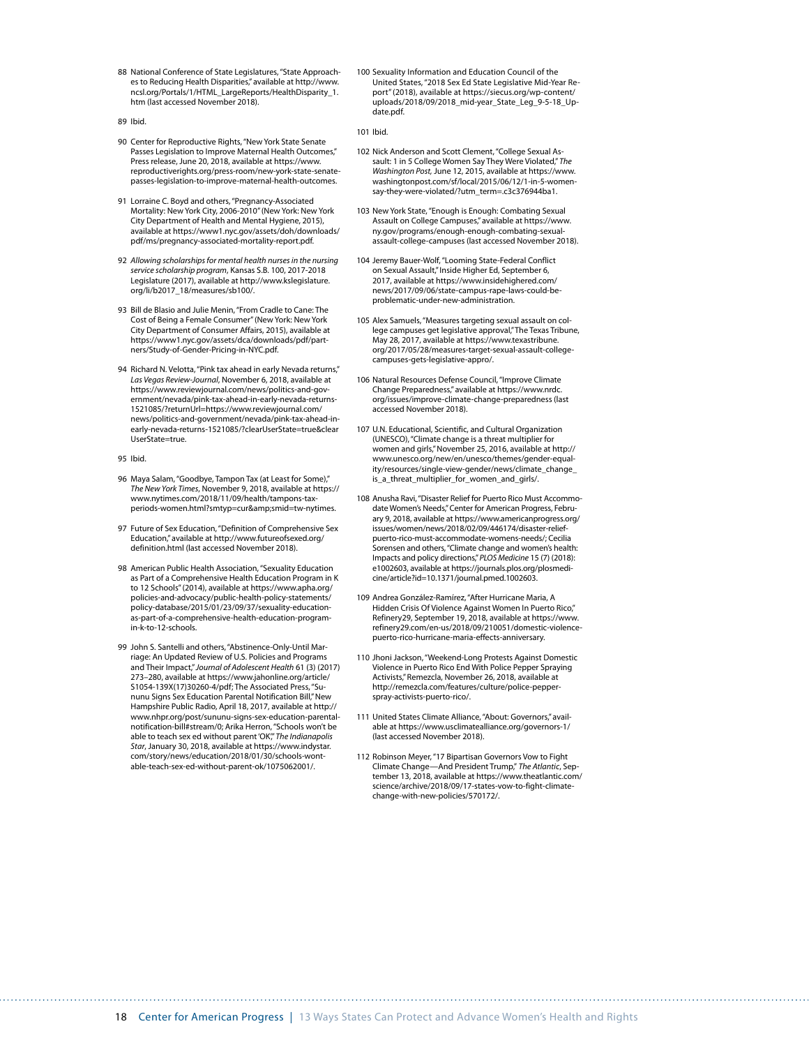88 National Conference of State Legislatures, "State Approaches to Reducing Health Disparities," available at http://www.ncsl.org/Portals/1/HTML_LargeReports/HealthDisparity_1.htm (last accessed November 2018).

89 Ibid.

90 Center for Reproductive Rights, "New York State Senate Passes Legislation to Improve Maternal Health Outcomes," Press release, June 20, 2018, available at https://www.reproductiverights.org/press-room/new-york-state-senate-passes-legislation-to-improve-maternal-health-outcomes.

91 Lorraine C. Boyd and others, "Pregnancy-Associated Mortality: New York City, 2006-2010" (New York: New York City Department of Health and Mental Hygiene, 2015), available at https://www1.nyc.gov/assets/doh/downloads/pdf/ms/pregnancy-associated-mortality-report.pdf.

92 *Allowing scholarships for mental health nurses in the nursing service scholarship program*, Kansas S.B. 100, 2017-2018 Legislature (2017), available at http://www.kslegislature.org/li/b2017_18/measures/sb100/.

93 Bill de Blasio and Julie Menin, "From Cradle to Cane: The Cost of Being a Female Consumer" (New York: New York City Department of Consumer Affairs, 2015), available at https://www1.nyc.gov/assets/dca/downloads/pdf/partners/Study-of-Gender-Pricing-in-NYC.pdf.

94 Richard N. Velotta, "Pink tax ahead in early Nevada returns," *Las Vegas Review-Journal*, November 6, 2018, available at https://www.reviewjournal.com/news/politics-and-government/nevada/pink-tax-ahead-in-early-nevada-returns-1521085/?returnUrl=https://www.reviewjournal.com/news/politics-and-government/nevada/pink-tax-ahead-in-early-nevada-returns-1521085/?clearUserState=true&clearUserState=true.

95 Ibid.

96 Maya Salam, "Goodbye, Tampon Tax (at Least for Some)," *The New York Times*, November 9, 2018, available at https://www.nytimes.com/2018/11/09/health/tampons-tax-periods-women.html?smtyp=cur&amp;smid=tw-nytimes.

97 Future of Sex Education, "Definition of Comprehensive Sex Education," available at http://www.futureofsexed.org/definition.html (last accessed November 2018).

98 American Public Health Association, "Sexuality Education as Part of a Comprehensive Health Education Program in K to 12 Schools" (2014), available at https://www.apha.org/policies-and-advocacy/public-health-policy-statements/policy-database/2015/01/23/09/37/sexuality-education-as-part-of-a-comprehensive-health-education-program-in-k-to-12-schools.

99 John S. Santelli and others, "Abstinence-Only-Until Marriage: An Updated Review of U.S. Policies and Programs and Their Impact," *Journal of Adolescent Health* 61 (3) (2017) 273–280, available at https://www.jahonline.org/article/S1054-139X(17)30260-4/pdf; The Associated Press, "Sununu Signs Sex Education Parental Notification Bill," New Hampshire Public Radio, April 18, 2017, available at http://www.nhpr.org/post/sununu-signs-sex-education-parental-notification-bill#stream/0; Arika Herron, "Schools won't be able to teach sex ed without parent 'OK'," *The Indianapolis Star*, January 30, 2018, available at https://www.indystar.com/story/news/education/2018/01/30/schools-wont-able-teach-sex-ed-without-parent-ok/1075062001/.

100 Sexuality Information and Education Council of the United States, "2018 Sex Ed State Legislative Mid-Year Report" (2018), available at https://siecus.org/wp-content/uploads/2018/09/2018_mid-year_State_Leg_9-5-18_Update.pdf.

101 Ibid.

102 Nick Anderson and Scott Clement, "College Sexual Assault: 1 in 5 College Women Say They Were Violated," *The Washington Post,* June 12, 2015, available at https://www.washingtonpost.com/sf/local/2015/06/12/1-in-5-women-say-they-were-violated/?utm_term=.c3c376944ba1.

103 New York State, "Enough is Enough: Combating Sexual Assault on College Campuses," available at https://www.ny.gov/programs/enough-enough-combating-sexual-assault-college-campuses (last accessed November 2018).

104 Jeremy Bauer-Wolf, "Looming State-Federal Conflict on Sexual Assault," Inside Higher Ed, September 6, 2017, available at https://www.insidehighered.com/news/2017/09/06/state-campus-rape-laws-could-be-problematic-under-new-administration.

105 Alex Samuels, "Measures targeting sexual assault on college campuses get legislative approval," The Texas Tribune, May 28, 2017, available at https://www.texastribune.org/2017/05/28/measures-target-sexual-assault-college-campuses-gets-legislative-appro/.

106 Natural Resources Defense Council, "Improve Climate Change Preparedness," available at https://www.nrdc.org/issues/improve-climate-change-preparedness (last accessed November 2018).

107 U.N. Educational, Scientific, and Cultural Organization (UNESCO), "Climate change is a threat multiplier for women and girls," November 25, 2016, available at http://www.unesco.org/new/en/unesco/themes/gender-equality/resources/single-view-gender/news/climate_change_is_a_threat_multiplier_for_women_and_girls/.

108 Anusha Ravi, "Disaster Relief for Puerto Rico Must Accommodate Women's Needs," Center for American Progress, February 9, 2018, available at https://www.americanprogress.org/issues/women/news/2018/02/09/446174/disaster-relief-puerto-rico-must-accommodate-womens-needs/; Cecilia Sorensen and others, "Climate change and women's health: Impacts and policy directions," *PLOS Medicine* 15 (7) (2018): e1002603, available at https://journals.plos.org/plosmedicine/article?id=10.1371/journal.pmed.1002603.

109 Andrea González-Ramírez, "After Hurricane Maria, A Hidden Crisis Of Violence Against Women In Puerto Rico," Refinery29, September 19, 2018, available at https://www.refinery29.com/en-us/2018/09/210051/domestic-violence-puerto-rico-hurricane-maria-effects-anniversary.

110 Jhoni Jackson, "Weekend-Long Protests Against Domestic Violence in Puerto Rico End With Police Pepper Spraying Activists," Remezcla, November 26, 2018, available at http://remezcla.com/features/culture/police-pepper-spray-activists-puerto-rico/.

111 United States Climate Alliance, "About: Governors," available at https://www.usclimatealliance.org/governors-1/ (last accessed November 2018).

112 Robinson Meyer, "17 Bipartisan Governors Vow to Fight Climate Change—And President Trump," *The Atlantic*, September 13, 2018, available at https://www.theatlantic.com/science/archive/2018/09/17-states-vow-to-fight-climate-change-with-new-policies/570172/.